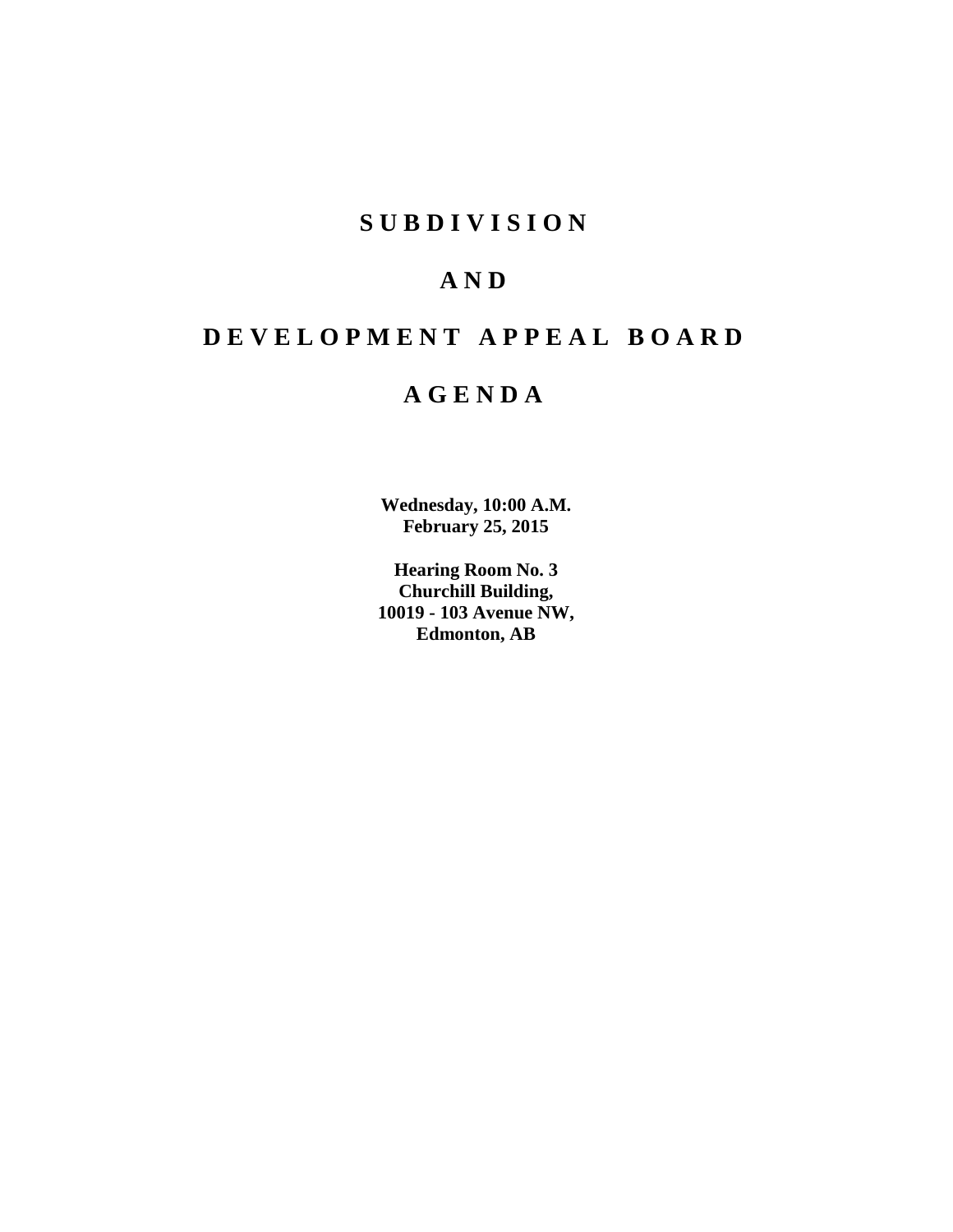# SUBDIVISION

# AND

# DEVELOPMENT APPEAL BOARD

# AGENDA

**Wednesday, 10:00 A.M.**
**February 25, 2015**

**Hearing Room No. 3**
**Churchill Building,**
**10019 - 103 Avenue NW,**
**Edmonton, AB**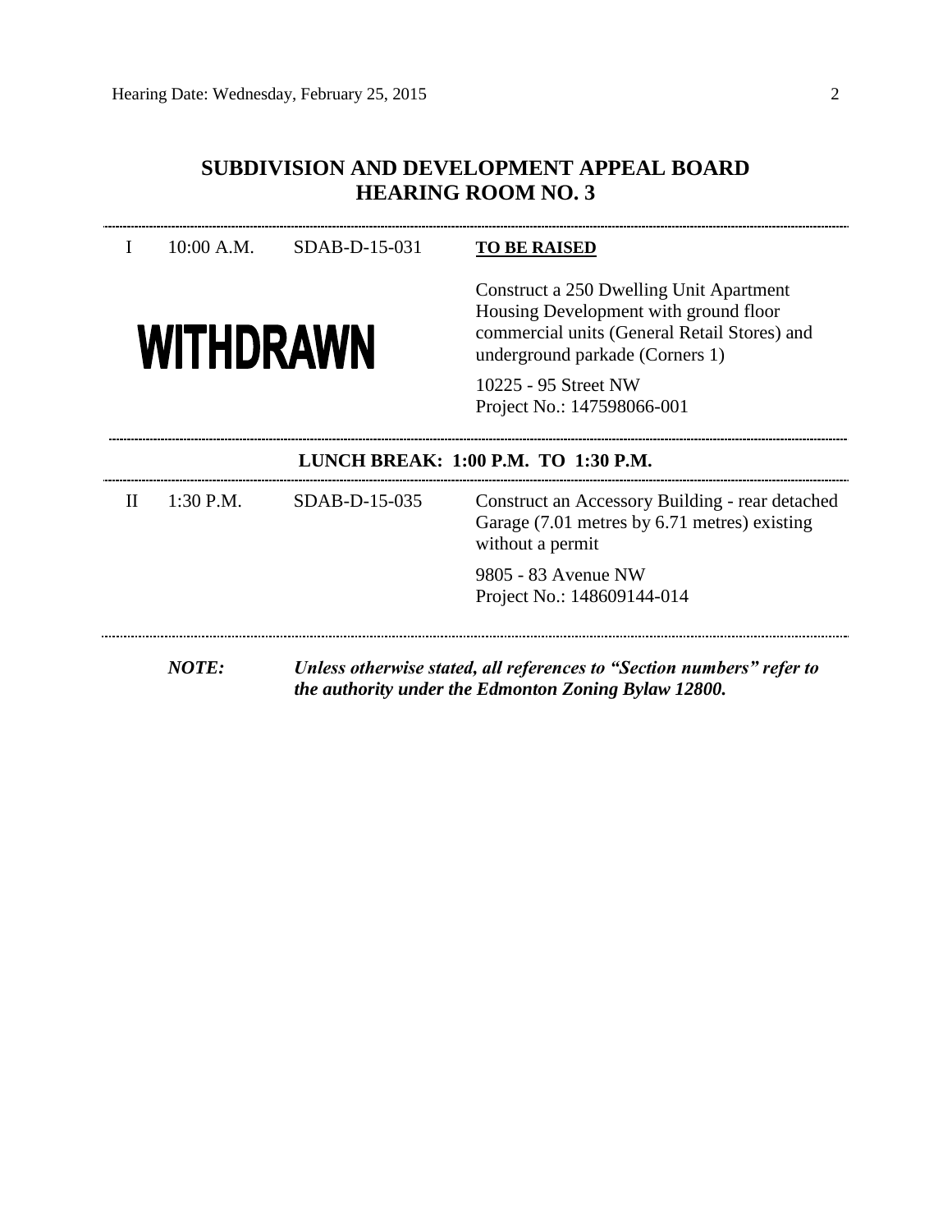## SUBDIVISION AND DEVELOPMENT APPEAL BOARD
## HEARING ROOM NO. 3

---

| | | | |
|---|---|---|---|
| I | 10:00 A.M. | SDAB-D-15-031 | **TO BE RAISED** |
| | **WITHDRAWN** | | Construct a 250 Dwelling Unit Apartment Housing Development with ground floor commercial units (General Retail Stores) and underground parkade (Corners 1) |
| | | | 10225 - 95 Street NW<br>Project No.: 147598066-001 |

---

**LUNCH BREAK: 1:00 P.M. TO 1:30 P.M.**

---

| | | | |
|---|---|---|---|
| II | 1:30 P.M. | SDAB-D-15-035 | Construct an Accessory Building - rear detached Garage (7.01 metres by 6.71 metres) existing without a permit |
| | | | 9805 - 83 Avenue NW<br>Project No.: 148609144-014 |

---

***NOTE:*** ***Unless otherwise stated, all references to "Section numbers" refer to the authority under the Edmonton Zoning Bylaw 12800.***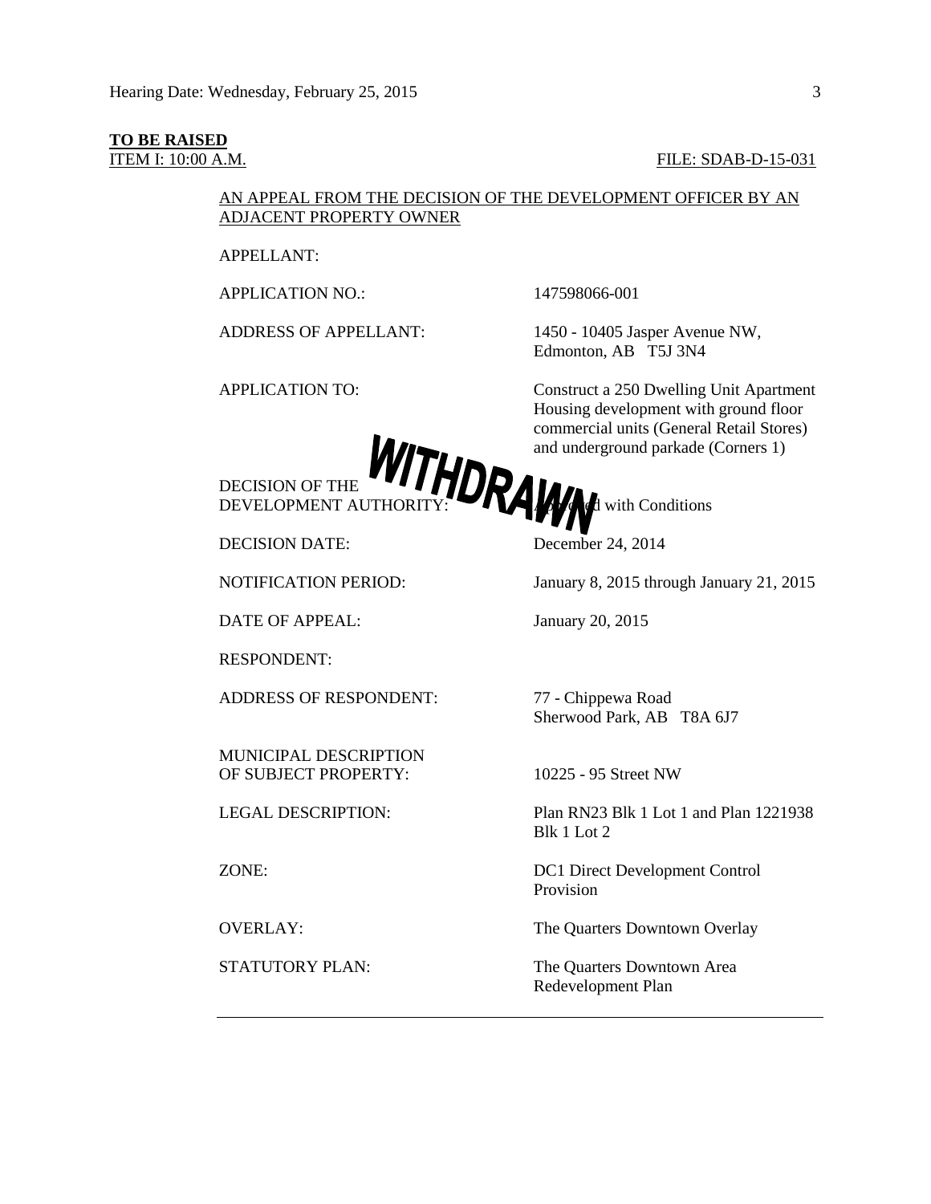**TO BE RAISED**

ITEM I: 10:00 A.M. FILE: SDAB-D-15-031

AN APPEAL FROM THE DECISION OF THE DEVELOPMENT OFFICER BY AN ADJACENT PROPERTY OWNER

WITHDRAWN

| | |
|---|---|
| APPELLANT: | |
| APPLICATION NO.: | 147598066-001 |
| ADDRESS OF APPELLANT: | 1450 - 10405 Jasper Avenue NW, Edmonton, AB T5J 3N4 |
| APPLICATION TO: | Construct a 250 Dwelling Unit Apartment Housing development with ground floor commercial units (General Retail Stores) and underground parkade (Corners 1) |
| DECISION OF THE DEVELOPMENT AUTHORITY: | Approved with Conditions |
| DECISION DATE: | December 24, 2014 |
| NOTIFICATION PERIOD: | January 8, 2015 through January 21, 2015 |
| DATE OF APPEAL: | January 20, 2015 |
| RESPONDENT: | |
| ADDRESS OF RESPONDENT: | 77 - Chippewa Road Sherwood Park, AB T8A 6J7 |
| MUNICIPAL DESCRIPTION OF SUBJECT PROPERTY: | 10225 - 95 Street NW |
| LEGAL DESCRIPTION: | Plan RN23 Blk 1 Lot 1 and Plan 1221938 Blk 1 Lot 2 |
| ZONE: | DC1 Direct Development Control Provision |
| OVERLAY: | The Quarters Downtown Overlay |
| STATUTORY PLAN: | The Quarters Downtown Area Redevelopment Plan |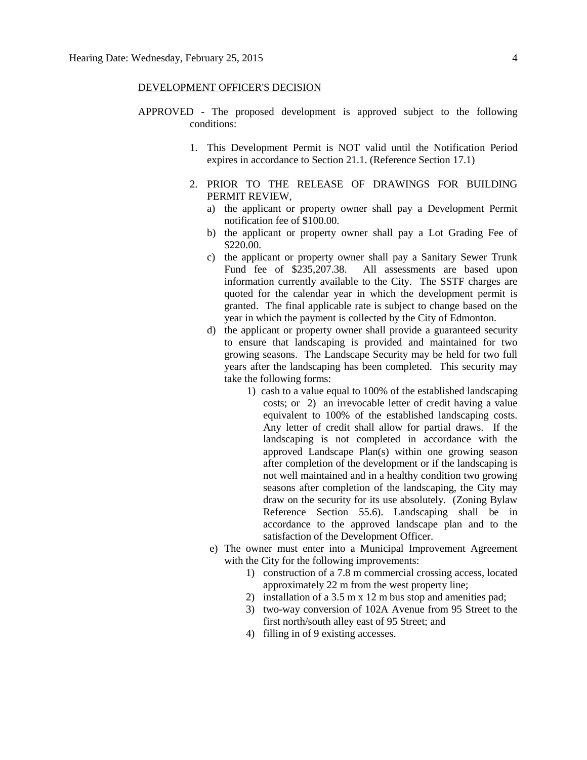DEVELOPMENT OFFICER'S DECISION

APPROVED - The proposed development is approved subject to the following conditions:

1. This Development Permit is NOT valid until the Notification Period expires in accordance to Section 21.1. (Reference Section 17.1)

2. PRIOR TO THE RELEASE OF DRAWINGS FOR BUILDING PERMIT REVIEW,
   a) the applicant or property owner shall pay a Development Permit notification fee of $100.00.
   b) the applicant or property owner shall pay a Lot Grading Fee of $220.00.
   c) the applicant or property owner shall pay a Sanitary Sewer Trunk Fund fee of $235,207.38. All assessments are based upon information currently available to the City. The SSTF charges are quoted for the calendar year in which the development permit is granted. The final applicable rate is subject to change based on the year in which the payment is collected by the City of Edmonton.
   d) the applicant or property owner shall provide a guaranteed security to ensure that landscaping is provided and maintained for two growing seasons. The Landscape Security may be held for two full years after the landscaping has been completed. This security may take the following forms:
      1) cash to a value equal to 100% of the established landscaping costs; or 2) an irrevocable letter of credit having a value equivalent to 100% of the established landscaping costs. Any letter of credit shall allow for partial draws. If the landscaping is not completed in accordance with the approved Landscape Plan(s) within one growing season after completion of the development or if the landscaping is not well maintained and in a healthy condition two growing seasons after completion of the landscaping, the City may draw on the security for its use absolutely. (Zoning Bylaw Reference Section 55.6). Landscaping shall be in accordance to the approved landscape plan and to the satisfaction of the Development Officer.
   e) The owner must enter into a Municipal Improvement Agreement with the City for the following improvements:
      1) construction of a 7.8 m commercial crossing access, located approximately 22 m from the west property line;
      2) installation of a 3.5 m x 12 m bus stop and amenities pad;
      3) two-way conversion of 102A Avenue from 95 Street to the first north/south alley east of 95 Street; and
      4) filling in of 9 existing accesses.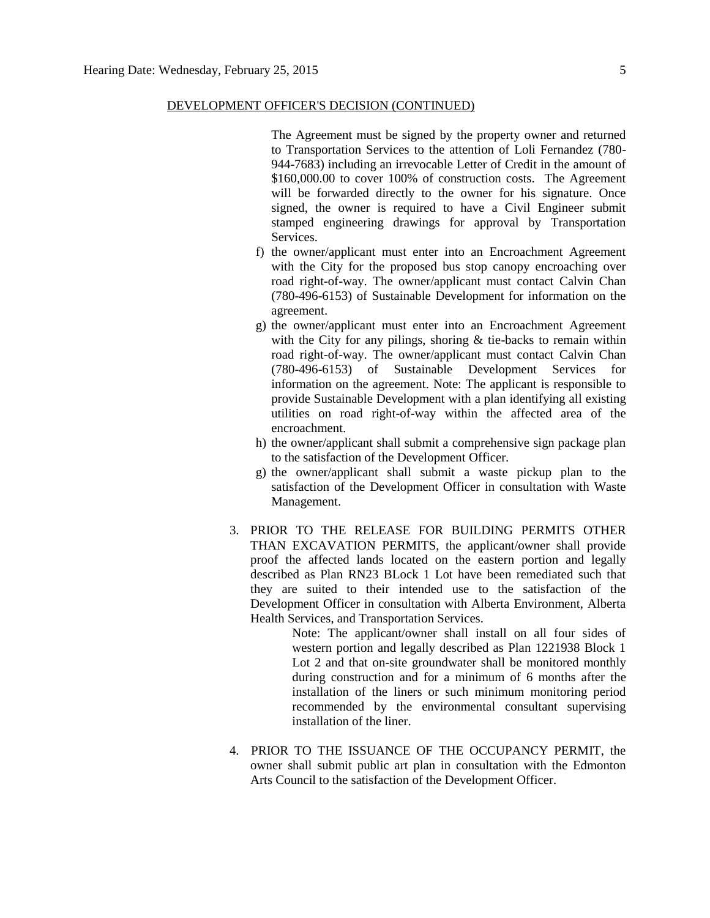DEVELOPMENT OFFICER'S DECISION (CONTINUED)

The Agreement must be signed by the property owner and returned to Transportation Services to the attention of Loli Fernandez (780-944-7683) including an irrevocable Letter of Credit in the amount of $160,000.00 to cover 100% of construction costs. The Agreement will be forwarded directly to the owner for his signature. Once signed, the owner is required to have a Civil Engineer submit stamped engineering drawings for approval by Transportation Services.

f) the owner/applicant must enter into an Encroachment Agreement with the City for the proposed bus stop canopy encroaching over road right-of-way. The owner/applicant must contact Calvin Chan (780-496-6153) of Sustainable Development for information on the agreement.

g) the owner/applicant must enter into an Encroachment Agreement with the City for any pilings, shoring & tie-backs to remain within road right-of-way. The owner/applicant must contact Calvin Chan (780-496-6153) of Sustainable Development Services for information on the agreement. Note: The applicant is responsible to provide Sustainable Development with a plan identifying all existing utilities on road right-of-way within the affected area of the encroachment.

h) the owner/applicant shall submit a comprehensive sign package plan to the satisfaction of the Development Officer.

g) the owner/applicant shall submit a waste pickup plan to the satisfaction of the Development Officer in consultation with Waste Management.

3. PRIOR TO THE RELEASE FOR BUILDING PERMITS OTHER THAN EXCAVATION PERMITS, the applicant/owner shall provide proof the affected lands located on the eastern portion and legally described as Plan RN23 BLock 1 Lot have been remediated such that they are suited to their intended use to the satisfaction of the Development Officer in consultation with Alberta Environment, Alberta Health Services, and Transportation Services.

   Note: The applicant/owner shall install on all four sides of western portion and legally described as Plan 1221938 Block 1 Lot 2 and that on-site groundwater shall be monitored monthly during construction and for a minimum of 6 months after the installation of the liners or such minimum monitoring period recommended by the environmental consultant supervising installation of the liner.

4. PRIOR TO THE ISSUANCE OF THE OCCUPANCY PERMIT, the owner shall submit public art plan in consultation with the Edmonton Arts Council to the satisfaction of the Development Officer.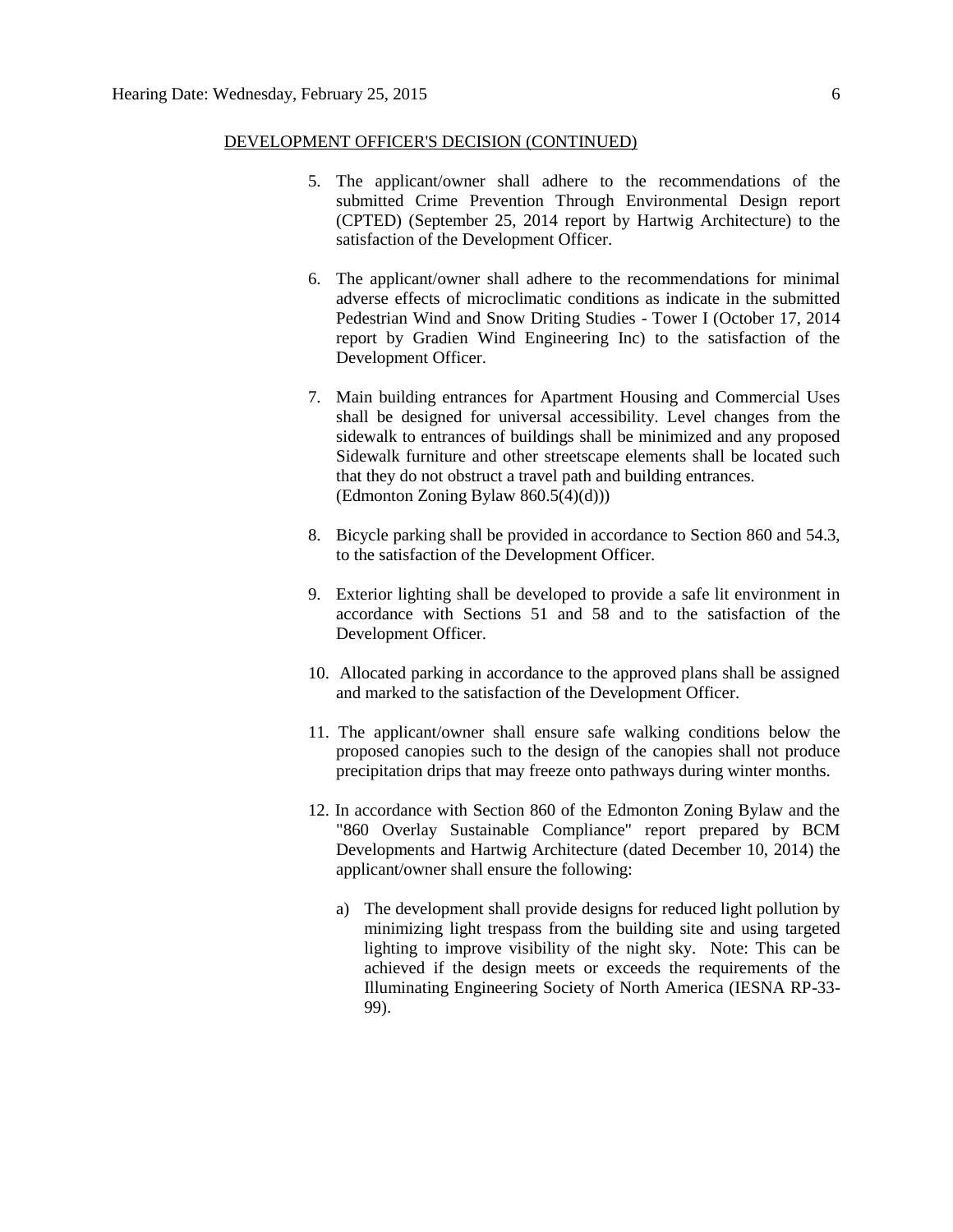DEVELOPMENT OFFICER'S DECISION (CONTINUED)

5. The applicant/owner shall adhere to the recommendations of the submitted Crime Prevention Through Environmental Design report (CPTED) (September 25, 2014 report by Hartwig Architecture) to the satisfaction of the Development Officer.

6. The applicant/owner shall adhere to the recommendations for minimal adverse effects of microclimatic conditions as indicate in the submitted Pedestrian Wind and Snow Driting Studies - Tower I (October 17, 2014 report by Gradien Wind Engineering Inc) to the satisfaction of the Development Officer.

7. Main building entrances for Apartment Housing and Commercial Uses shall be designed for universal accessibility. Level changes from the sidewalk to entrances of buildings shall be minimized and any proposed Sidewalk furniture and other streetscape elements shall be located such that they do not obstruct a travel path and building entrances. (Edmonton Zoning Bylaw 860.5(4)(d)))

8. Bicycle parking shall be provided in accordance to Section 860 and 54.3, to the satisfaction of the Development Officer.

9. Exterior lighting shall be developed to provide a safe lit environment in accordance with Sections 51 and 58 and to the satisfaction of the Development Officer.

10. Allocated parking in accordance to the approved plans shall be assigned and marked to the satisfaction of the Development Officer.

11. The applicant/owner shall ensure safe walking conditions below the proposed canopies such to the design of the canopies shall not produce precipitation drips that may freeze onto pathways during winter months.

12. In accordance with Section 860 of the Edmonton Zoning Bylaw and the "860 Overlay Sustainable Compliance" report prepared by BCM Developments and Hartwig Architecture (dated December 10, 2014) the applicant/owner shall ensure the following:

    a) The development shall provide designs for reduced light pollution by minimizing light trespass from the building site and using targeted lighting to improve visibility of the night sky. Note: This can be achieved if the design meets or exceeds the requirements of the Illuminating Engineering Society of North America (IESNA RP-33-99).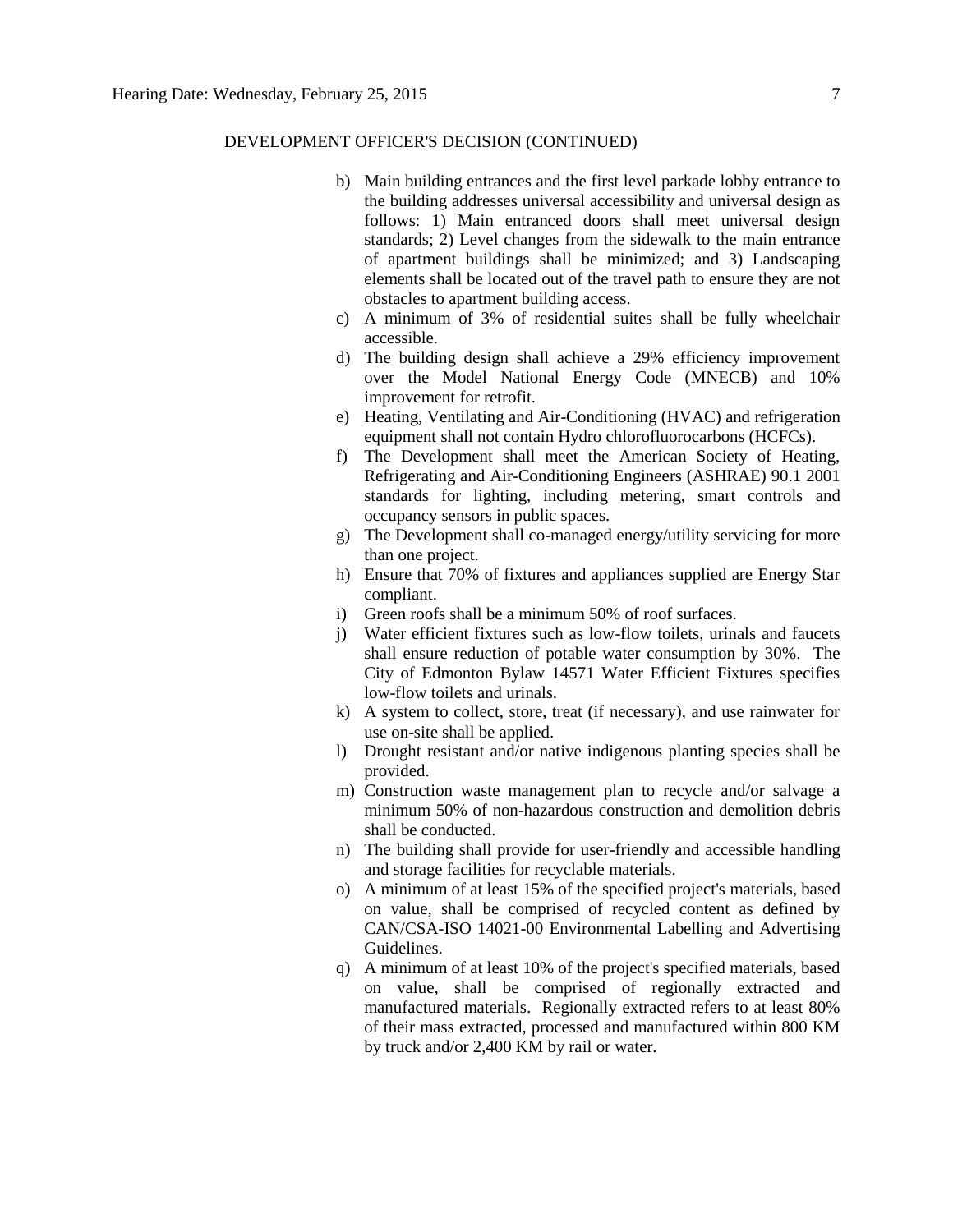DEVELOPMENT OFFICER'S DECISION (CONTINUED)

b) Main building entrances and the first level parkade lobby entrance to the building addresses universal accessibility and universal design as follows: 1) Main entranced doors shall meet universal design standards; 2) Level changes from the sidewalk to the main entrance of apartment buildings shall be minimized; and 3) Landscaping elements shall be located out of the travel path to ensure they are not obstacles to apartment building access.

c) A minimum of 3% of residential suites shall be fully wheelchair accessible.

d) The building design shall achieve a 29% efficiency improvement over the Model National Energy Code (MNECB) and 10% improvement for retrofit.

e) Heating, Ventilating and Air-Conditioning (HVAC) and refrigeration equipment shall not contain Hydro chlorofluorocarbons (HCFCs).

f) The Development shall meet the American Society of Heating, Refrigerating and Air-Conditioning Engineers (ASHRAE) 90.1 2001 standards for lighting, including metering, smart controls and occupancy sensors in public spaces.

g) The Development shall co-managed energy/utility servicing for more than one project.

h) Ensure that 70% of fixtures and appliances supplied are Energy Star compliant.

i) Green roofs shall be a minimum 50% of roof surfaces.

j) Water efficient fixtures such as low-flow toilets, urinals and faucets shall ensure reduction of potable water consumption by 30%. The City of Edmonton Bylaw 14571 Water Efficient Fixtures specifies low-flow toilets and urinals.

k) A system to collect, store, treat (if necessary), and use rainwater for use on-site shall be applied.

l) Drought resistant and/or native indigenous planting species shall be provided.

m) Construction waste management plan to recycle and/or salvage a minimum 50% of non-hazardous construction and demolition debris shall be conducted.

n) The building shall provide for user-friendly and accessible handling and storage facilities for recyclable materials.

o) A minimum of at least 15% of the specified project's materials, based on value, shall be comprised of recycled content as defined by CAN/CSA-ISO 14021-00 Environmental Labelling and Advertising Guidelines.

q) A minimum of at least 10% of the project's specified materials, based on value, shall be comprised of regionally extracted and manufactured materials. Regionally extracted refers to at least 80% of their mass extracted, processed and manufactured within 800 KM by truck and/or 2,400 KM by rail or water.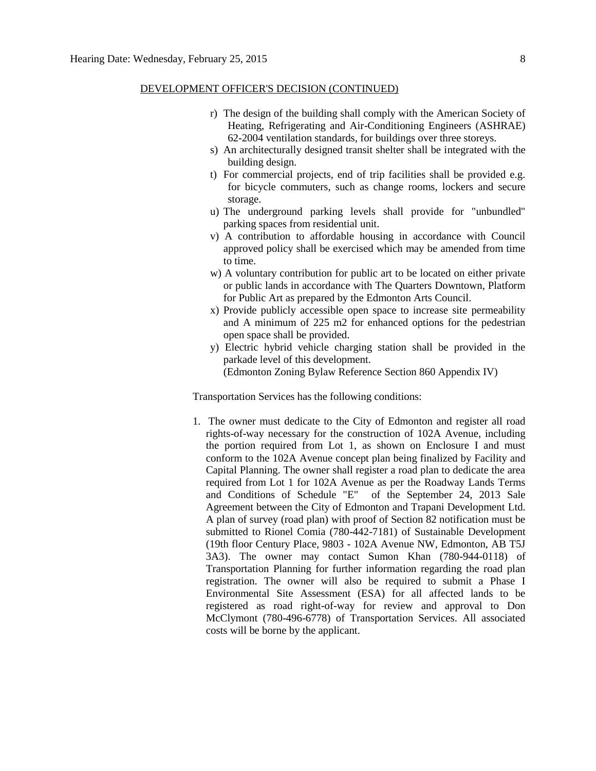DEVELOPMENT OFFICER'S DECISION (CONTINUED)

r) The design of the building shall comply with the American Society of Heating, Refrigerating and Air-Conditioning Engineers (ASHRAE) 62-2004 ventilation standards, for buildings over three storeys.

s) An architecturally designed transit shelter shall be integrated with the building design.

t) For commercial projects, end of trip facilities shall be provided e.g. for bicycle commuters, such as change rooms, lockers and secure storage.

u) The underground parking levels shall provide for "unbundled" parking spaces from residential unit.

v) A contribution to affordable housing in accordance with Council approved policy shall be exercised which may be amended from time to time.

w) A voluntary contribution for public art to be located on either private or public lands in accordance with The Quarters Downtown, Platform for Public Art as prepared by the Edmonton Arts Council.

x) Provide publicly accessible open space to increase site permeability and A minimum of 225 m2 for enhanced options for the pedestrian open space shall be provided.

y) Electric hybrid vehicle charging station shall be provided in the parkade level of this development.
(Edmonton Zoning Bylaw Reference Section 860 Appendix IV)

Transportation Services has the following conditions:

1. The owner must dedicate to the City of Edmonton and register all road rights-of-way necessary for the construction of 102A Avenue, including the portion required from Lot 1, as shown on Enclosure I and must conform to the 102A Avenue concept plan being finalized by Facility and Capital Planning. The owner shall register a road plan to dedicate the area required from Lot 1 for 102A Avenue as per the Roadway Lands Terms and Conditions of Schedule "E" of the September 24, 2013 Sale Agreement between the City of Edmonton and Trapani Development Ltd. A plan of survey (road plan) with proof of Section 82 notification must be submitted to Rionel Comia (780-442-7181) of Sustainable Development (19th floor Century Place, 9803 - 102A Avenue NW, Edmonton, AB T5J 3A3). The owner may contact Sumon Khan (780-944-0118) of Transportation Planning for further information regarding the road plan registration. The owner will also be required to submit a Phase I Environmental Site Assessment (ESA) for all affected lands to be registered as road right-of-way for review and approval to Don McClymont (780-496-6778) of Transportation Services. All associated costs will be borne by the applicant.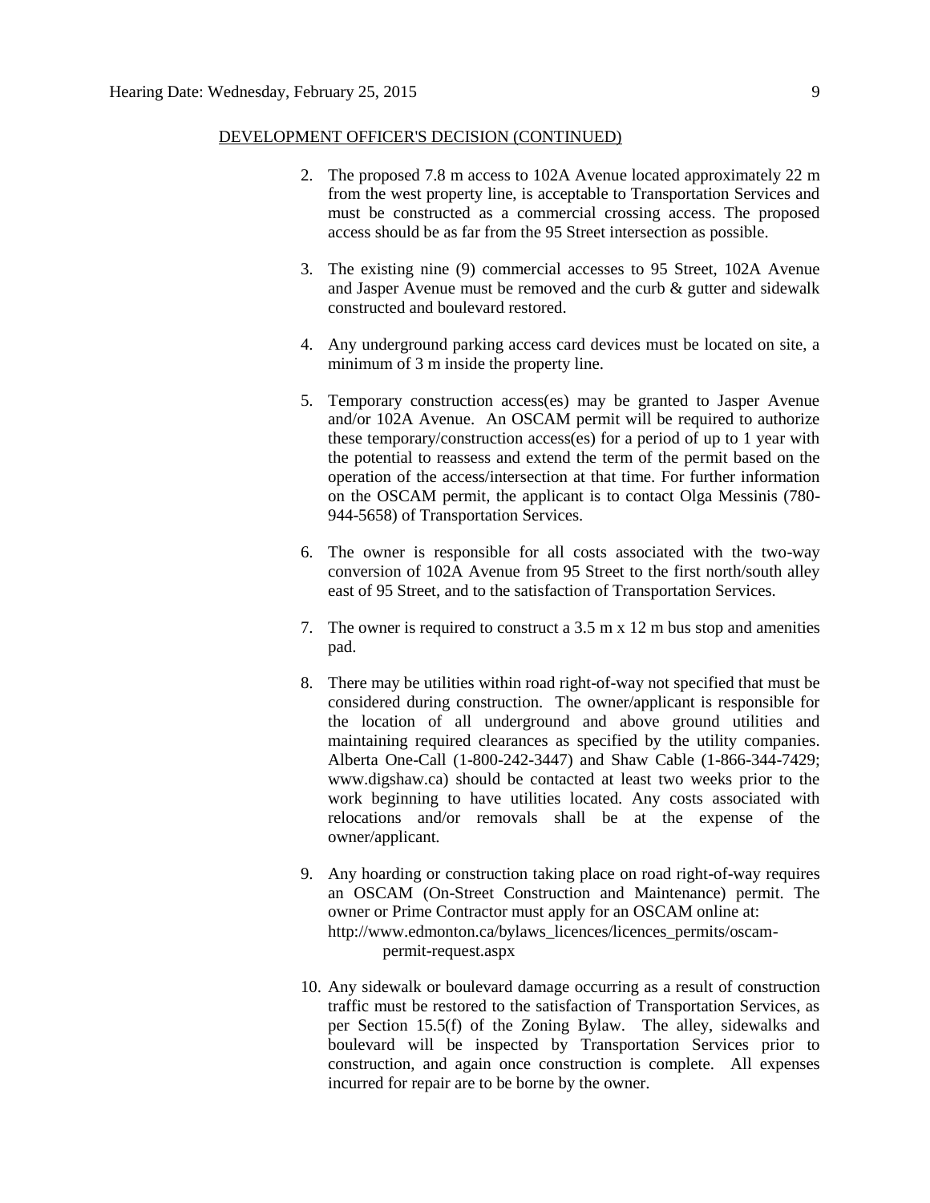DEVELOPMENT OFFICER'S DECISION (CONTINUED)

2. The proposed 7.8 m access to 102A Avenue located approximately 22 m from the west property line, is acceptable to Transportation Services and must be constructed as a commercial crossing access. The proposed access should be as far from the 95 Street intersection as possible.

3. The existing nine (9) commercial accesses to 95 Street, 102A Avenue and Jasper Avenue must be removed and the curb & gutter and sidewalk constructed and boulevard restored.

4. Any underground parking access card devices must be located on site, a minimum of 3 m inside the property line.

5. Temporary construction access(es) may be granted to Jasper Avenue and/or 102A Avenue. An OSCAM permit will be required to authorize these temporary/construction access(es) for a period of up to 1 year with the potential to reassess and extend the term of the permit based on the operation of the access/intersection at that time. For further information on the OSCAM permit, the applicant is to contact Olga Messinis (780-944-5658) of Transportation Services.

6. The owner is responsible for all costs associated with the two-way conversion of 102A Avenue from 95 Street to the first north/south alley east of 95 Street, and to the satisfaction of Transportation Services.

7. The owner is required to construct a 3.5 m x 12 m bus stop and amenities pad.

8. There may be utilities within road right-of-way not specified that must be considered during construction. The owner/applicant is responsible for the location of all underground and above ground utilities and maintaining required clearances as specified by the utility companies. Alberta One-Call (1-800-242-3447) and Shaw Cable (1-866-344-7429; www.digshaw.ca) should be contacted at least two weeks prior to the work beginning to have utilities located. Any costs associated with relocations and/or removals shall be at the expense of the owner/applicant.

9. Any hoarding or construction taking place on road right-of-way requires an OSCAM (On-Street Construction and Maintenance) permit. The owner or Prime Contractor must apply for an OSCAM online at: http://www.edmonton.ca/bylaws_licences/licences_permits/oscam-permit-request.aspx

10. Any sidewalk or boulevard damage occurring as a result of construction traffic must be restored to the satisfaction of Transportation Services, as per Section 15.5(f) of the Zoning Bylaw. The alley, sidewalks and boulevard will be inspected by Transportation Services prior to construction, and again once construction is complete. All expenses incurred for repair are to be borne by the owner.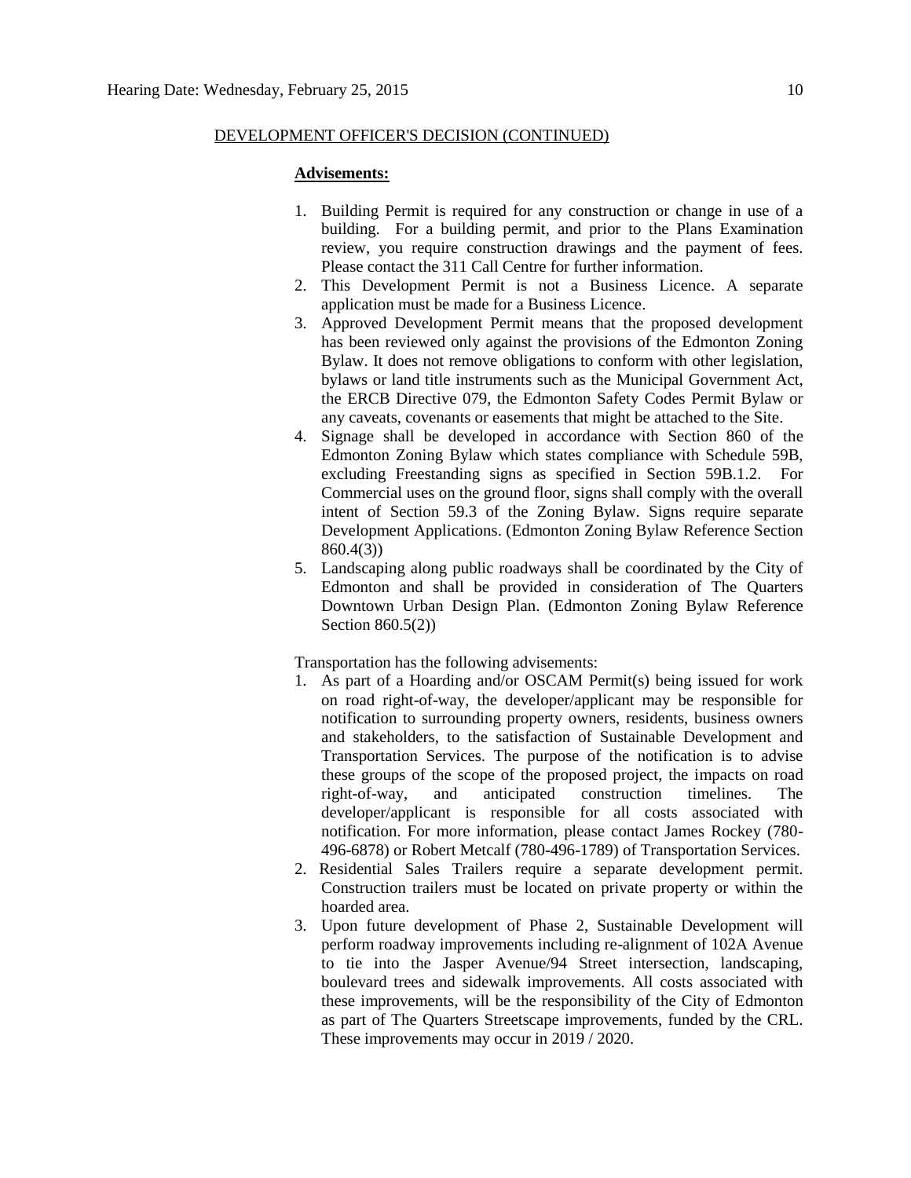DEVELOPMENT OFFICER'S DECISION (CONTINUED)

**Advisements:**

1. Building Permit is required for any construction or change in use of a building. For a building permit, and prior to the Plans Examination review, you require construction drawings and the payment of fees. Please contact the 311 Call Centre for further information.
2. This Development Permit is not a Business Licence. A separate application must be made for a Business Licence.
3. Approved Development Permit means that the proposed development has been reviewed only against the provisions of the Edmonton Zoning Bylaw. It does not remove obligations to conform with other legislation, bylaws or land title instruments such as the Municipal Government Act, the ERCB Directive 079, the Edmonton Safety Codes Permit Bylaw or any caveats, covenants or easements that might be attached to the Site.
4. Signage shall be developed in accordance with Section 860 of the Edmonton Zoning Bylaw which states compliance with Schedule 59B, excluding Freestanding signs as specified in Section 59B.1.2. For Commercial uses on the ground floor, signs shall comply with the overall intent of Section 59.3 of the Zoning Bylaw. Signs require separate Development Applications. (Edmonton Zoning Bylaw Reference Section 860.4(3))
5. Landscaping along public roadways shall be coordinated by the City of Edmonton and shall be provided in consideration of The Quarters Downtown Urban Design Plan. (Edmonton Zoning Bylaw Reference Section 860.5(2))

Transportation has the following advisements:

1. As part of a Hoarding and/or OSCAM Permit(s) being issued for work on road right-of-way, the developer/applicant may be responsible for notification to surrounding property owners, residents, business owners and stakeholders, to the satisfaction of Sustainable Development and Transportation Services. The purpose of the notification is to advise these groups of the scope of the proposed project, the impacts on road right-of-way, and anticipated construction timelines. The developer/applicant is responsible for all costs associated with notification. For more information, please contact James Rockey (780-496-6878) or Robert Metcalf (780-496-1789) of Transportation Services.
2. Residential Sales Trailers require a separate development permit. Construction trailers must be located on private property or within the hoarded area.
3. Upon future development of Phase 2, Sustainable Development will perform roadway improvements including re-alignment of 102A Avenue to tie into the Jasper Avenue/94 Street intersection, landscaping, boulevard trees and sidewalk improvements. All costs associated with these improvements, will be the responsibility of the City of Edmonton as part of The Quarters Streetscape improvements, funded by the CRL. These improvements may occur in 2019 / 2020.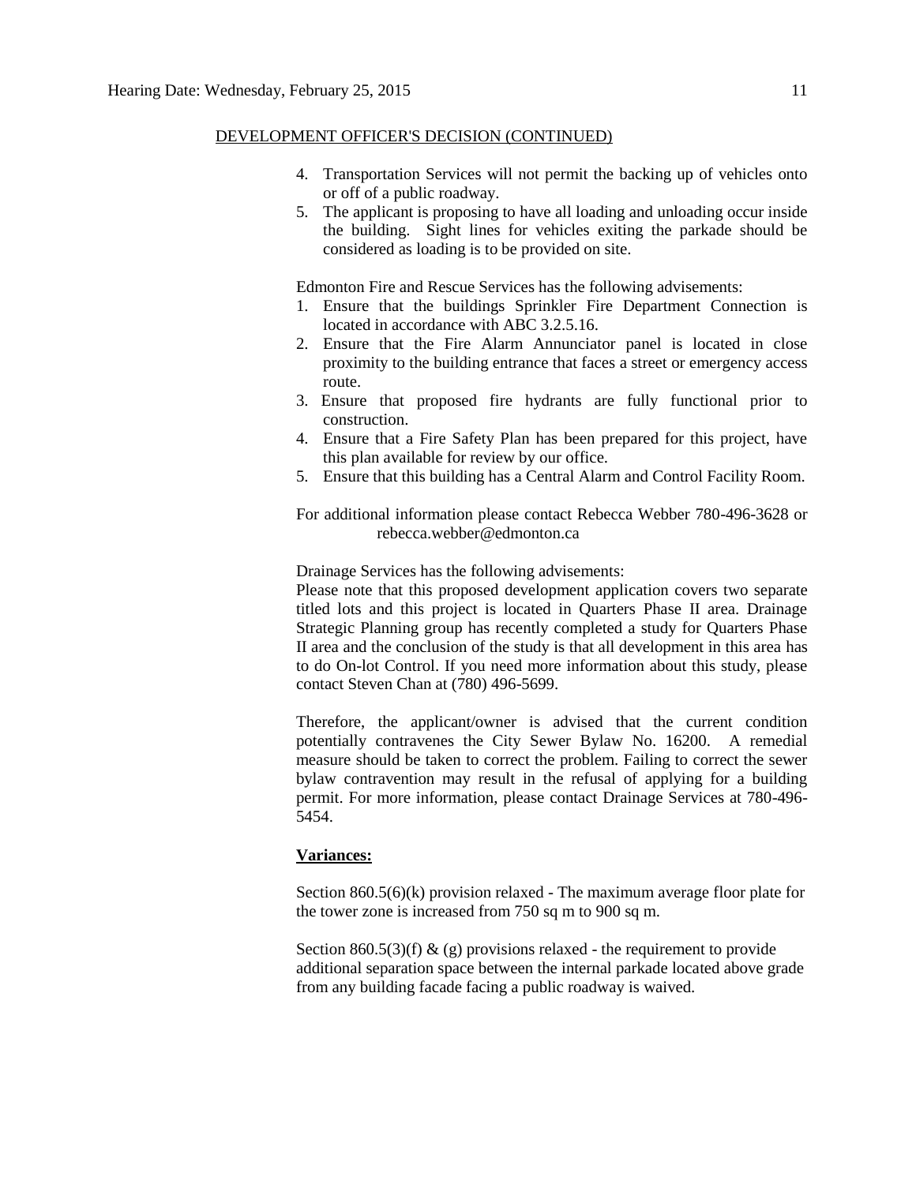DEVELOPMENT OFFICER'S DECISION (CONTINUED)

4. Transportation Services will not permit the backing up of vehicles onto or off of a public roadway.
5. The applicant is proposing to have all loading and unloading occur inside the building. Sight lines for vehicles exiting the parkade should be considered as loading is to be provided on site.

Edmonton Fire and Rescue Services has the following advisements:

1. Ensure that the buildings Sprinkler Fire Department Connection is located in accordance with ABC 3.2.5.16.
2. Ensure that the Fire Alarm Annunciator panel is located in close proximity to the building entrance that faces a street or emergency access route.
3. Ensure that proposed fire hydrants are fully functional prior to construction.
4. Ensure that a Fire Safety Plan has been prepared for this project, have this plan available for review by our office.
5. Ensure that this building has a Central Alarm and Control Facility Room.

For additional information please contact Rebecca Webber 780-496-3628 or rebecca.webber@edmonton.ca

Drainage Services has the following advisements:
Please note that this proposed development application covers two separate titled lots and this project is located in Quarters Phase II area. Drainage Strategic Planning group has recently completed a study for Quarters Phase II area and the conclusion of the study is that all development in this area has to do On-lot Control. If you need more information about this study, please contact Steven Chan at (780) 496-5699.

Therefore, the applicant/owner is advised that the current condition potentially contravenes the City Sewer Bylaw No. 16200. A remedial measure should be taken to correct the problem. Failing to correct the sewer bylaw contravention may result in the refusal of applying for a building permit. For more information, please contact Drainage Services at 780-496-5454.

**Variances:**

Section 860.5(6)(k) provision relaxed - The maximum average floor plate for the tower zone is increased from 750 sq m to 900 sq m.

Section 860.5(3)(f) & (g) provisions relaxed - the requirement to provide additional separation space between the internal parkade located above grade from any building facade facing a public roadway is waived.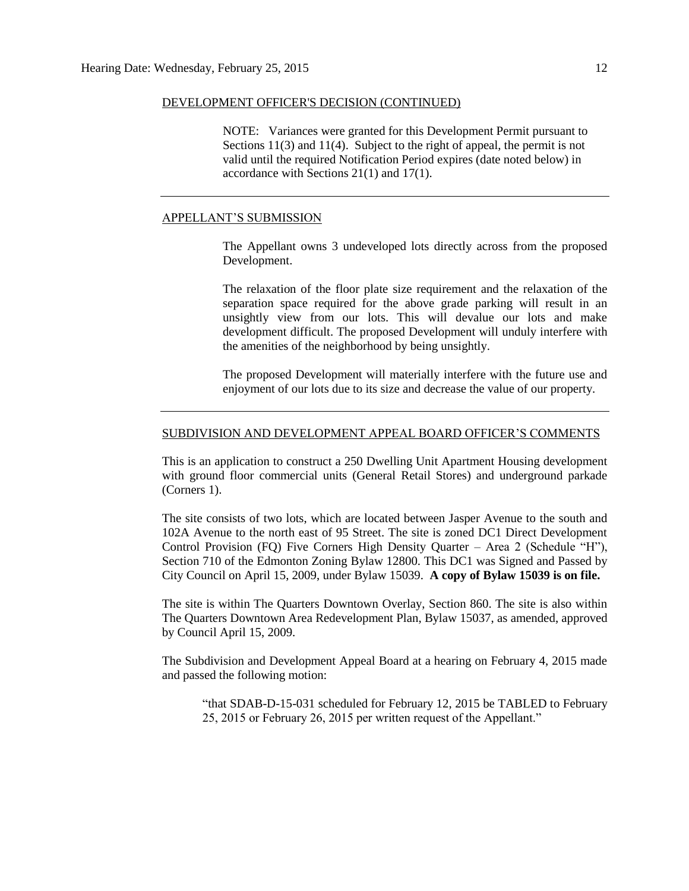DEVELOPMENT OFFICER'S DECISION (CONTINUED)

> NOTE: Variances were granted for this Development Permit pursuant to Sections 11(3) and 11(4). Subject to the right of appeal, the permit is not valid until the required Notification Period expires (date noted below) in accordance with Sections 21(1) and 17(1).

---

APPELLANT'S SUBMISSION

> The Appellant owns 3 undeveloped lots directly across from the proposed Development.
>
> The relaxation of the floor plate size requirement and the relaxation of the separation space required for the above grade parking will result in an unsightly view from our lots. This will devalue our lots and make development difficult. The proposed Development will unduly interfere with the amenities of the neighborhood by being unsightly.
>
> The proposed Development will materially interfere with the future use and enjoyment of our lots due to its size and decrease the value of our property.

---

SUBDIVISION AND DEVELOPMENT APPEAL BOARD OFFICER'S COMMENTS

This is an application to construct a 250 Dwelling Unit Apartment Housing development with ground floor commercial units (General Retail Stores) and underground parkade (Corners 1).

The site consists of two lots, which are located between Jasper Avenue to the south and 102A Avenue to the north east of 95 Street. The site is zoned DC1 Direct Development Control Provision (FQ) Five Corners High Density Quarter – Area 2 (Schedule "H"), Section 710 of the Edmonton Zoning Bylaw 12800. This DC1 was Signed and Passed by City Council on April 15, 2009, under Bylaw 15039. **A copy of Bylaw 15039 is on file.**

The site is within The Quarters Downtown Overlay, Section 860. The site is also within The Quarters Downtown Area Redevelopment Plan, Bylaw 15037, as amended, approved by Council April 15, 2009.

The Subdivision and Development Appeal Board at a hearing on February 4, 2015 made and passed the following motion:

> "that SDAB-D-15-031 scheduled for February 12, 2015 be TABLED to February 25, 2015 or February 26, 2015 per written request of the Appellant."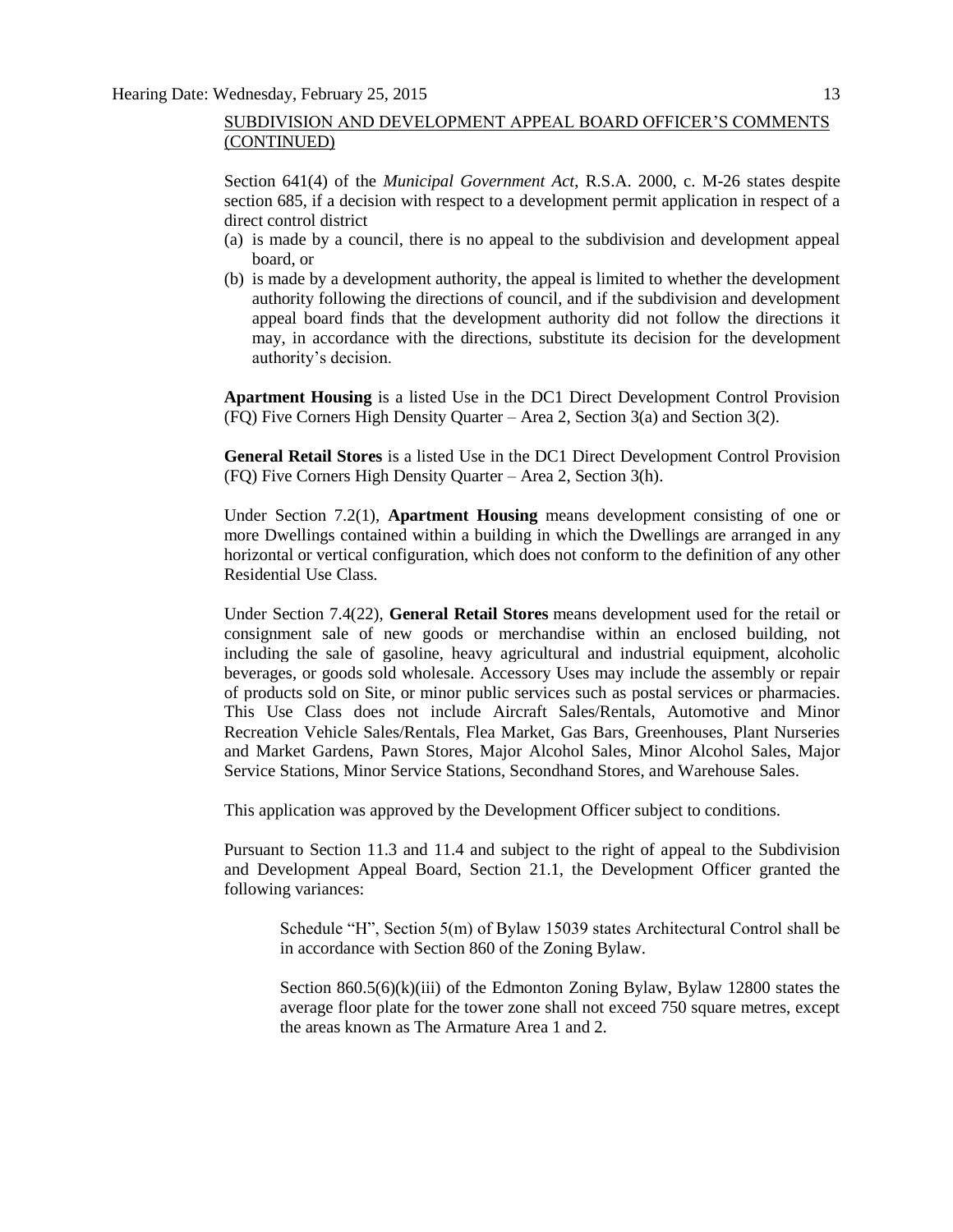SUBDIVISION AND DEVELOPMENT APPEAL BOARD OFFICER'S COMMENTS (CONTINUED)

Section 641(4) of the *Municipal Government Act*, R.S.A. 2000, c. M-26 states despite section 685, if a decision with respect to a development permit application in respect of a direct control district

(a) is made by a council, there is no appeal to the subdivision and development appeal board, or
(b) is made by a development authority, the appeal is limited to whether the development authority following the directions of council, and if the subdivision and development appeal board finds that the development authority did not follow the directions it may, in accordance with the directions, substitute its decision for the development authority's decision.

**Apartment Housing** is a listed Use in the DC1 Direct Development Control Provision (FQ) Five Corners High Density Quarter – Area 2, Section 3(a) and Section 3(2).

**General Retail Stores** is a listed Use in the DC1 Direct Development Control Provision (FQ) Five Corners High Density Quarter – Area 2, Section 3(h).

Under Section 7.2(1), **Apartment Housing** means development consisting of one or more Dwellings contained within a building in which the Dwellings are arranged in any horizontal or vertical configuration, which does not conform to the definition of any other Residential Use Class.

Under Section 7.4(22), **General Retail Stores** means development used for the retail or consignment sale of new goods or merchandise within an enclosed building, not including the sale of gasoline, heavy agricultural and industrial equipment, alcoholic beverages, or goods sold wholesale. Accessory Uses may include the assembly or repair of products sold on Site, or minor public services such as postal services or pharmacies. This Use Class does not include Aircraft Sales/Rentals, Automotive and Minor Recreation Vehicle Sales/Rentals, Flea Market, Gas Bars, Greenhouses, Plant Nurseries and Market Gardens, Pawn Stores, Major Alcohol Sales, Minor Alcohol Sales, Major Service Stations, Minor Service Stations, Secondhand Stores, and Warehouse Sales.

This application was approved by the Development Officer subject to conditions.

Pursuant to Section 11.3 and 11.4 and subject to the right of appeal to the Subdivision and Development Appeal Board, Section 21.1, the Development Officer granted the following variances:

> Schedule "H", Section 5(m) of Bylaw 15039 states Architectural Control shall be in accordance with Section 860 of the Zoning Bylaw.
>
> Section 860.5(6)(k)(iii) of the Edmonton Zoning Bylaw, Bylaw 12800 states the average floor plate for the tower zone shall not exceed 750 square metres, except the areas known as The Armature Area 1 and 2.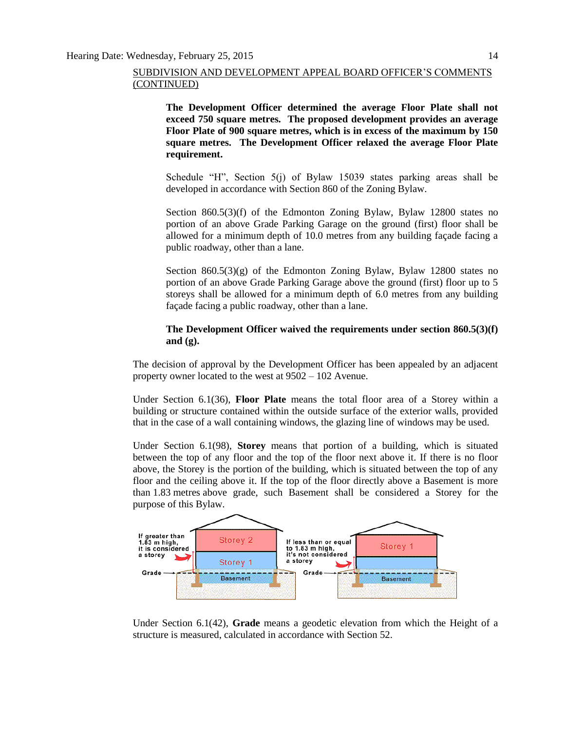SUBDIVISION AND DEVELOPMENT APPEAL BOARD OFFICER'S COMMENTS (CONTINUED)

> **The Development Officer determined the average Floor Plate shall not exceed 750 square metres. The proposed development provides an average Floor Plate of 900 square metres, which is in excess of the maximum by 150 square metres. The Development Officer relaxed the average Floor Plate requirement.**
>
> Schedule "H", Section 5(j) of Bylaw 15039 states parking areas shall be developed in accordance with Section 860 of the Zoning Bylaw.
>
> Section 860.5(3)(f) of the Edmonton Zoning Bylaw, Bylaw 12800 states no portion of an above Grade Parking Garage on the ground (first) floor shall be allowed for a minimum depth of 10.0 metres from any building façade facing a public roadway, other than a lane.
>
> Section 860.5(3)(g) of the Edmonton Zoning Bylaw, Bylaw 12800 states no portion of an above Grade Parking Garage above the ground (first) floor up to 5 storeys shall be allowed for a minimum depth of 6.0 metres from any building façade facing a public roadway, other than a lane.
>
> **The Development Officer waived the requirements under section 860.5(3)(f) and (g).**

The decision of approval by the Development Officer has been appealed by an adjacent property owner located to the west at 9502 – 102 Avenue.

Under Section 6.1(36), **Floor Plate** means the total floor area of a Storey within a building or structure contained within the outside surface of the exterior walls, provided that in the case of a wall containing windows, the glazing line of windows may be used.

Under Section 6.1(98), **Storey** means that portion of a building, which is situated between the top of any floor and the top of the floor next above it. If there is no floor above, the Storey is the portion of the building, which is situated between the top of any floor and the ceiling above it. If the top of the floor directly above a Basement is more than 1.83 metres above grade, such Basement shall be considered a Storey for the purpose of this Bylaw.

Under Section 6.1(42), **Grade** means a geodetic elevation from which the Height of a structure is measured, calculated in accordance with Section 52.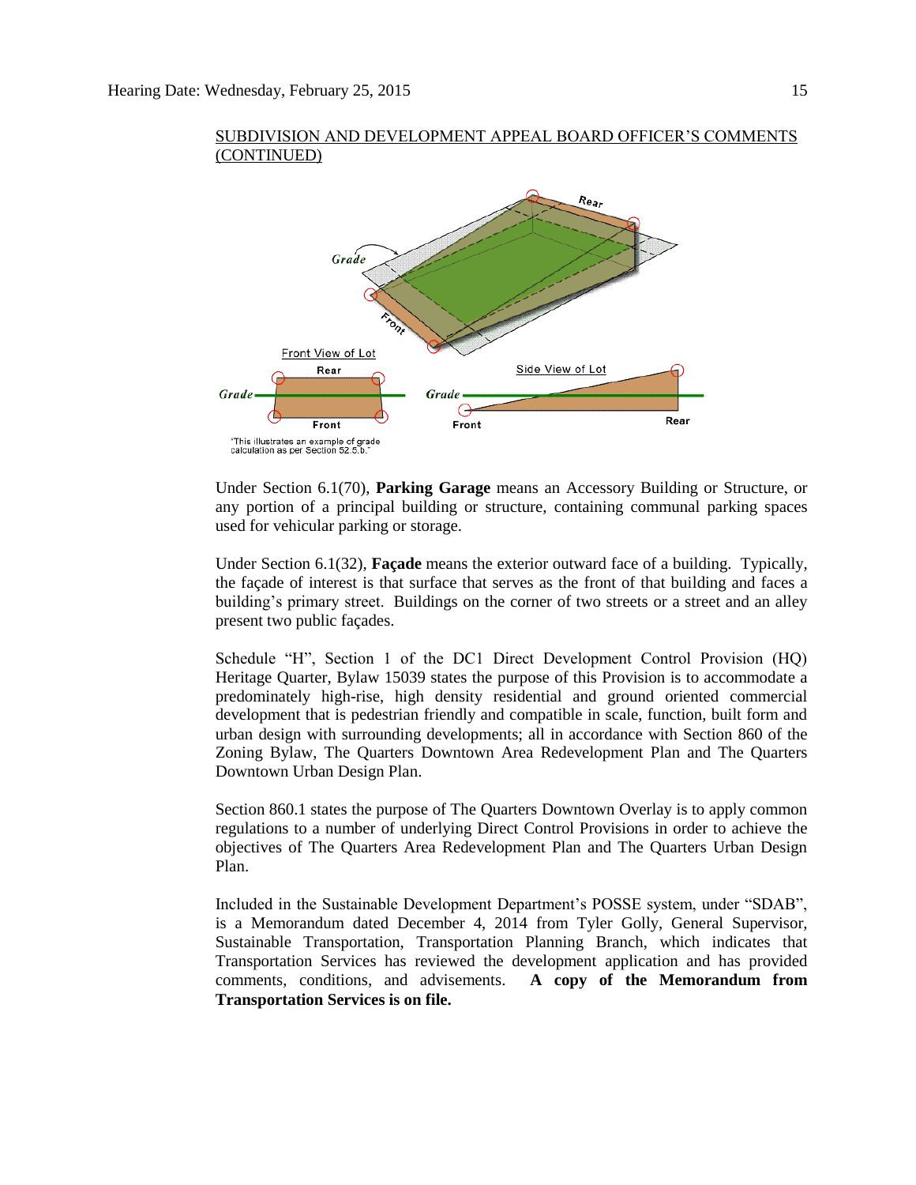SUBDIVISION AND DEVELOPMENT APPEAL BOARD OFFICER'S COMMENTS (CONTINUED)

"This illustrates an example of grade calculation as per Section 52.5.b."

Under Section 6.1(70), **Parking Garage** means an Accessory Building or Structure, or any portion of a principal building or structure, containing communal parking spaces used for vehicular parking or storage.

Under Section 6.1(32), **Façade** means the exterior outward face of a building. Typically, the façade of interest is that surface that serves as the front of that building and faces a building's primary street. Buildings on the corner of two streets or a street and an alley present two public façades.

Schedule "H", Section 1 of the DC1 Direct Development Control Provision (HQ) Heritage Quarter, Bylaw 15039 states the purpose of this Provision is to accommodate a predominately high-rise, high density residential and ground oriented commercial development that is pedestrian friendly and compatible in scale, function, built form and urban design with surrounding developments; all in accordance with Section 860 of the Zoning Bylaw, The Quarters Downtown Area Redevelopment Plan and The Quarters Downtown Urban Design Plan.

Section 860.1 states the purpose of The Quarters Downtown Overlay is to apply common regulations to a number of underlying Direct Control Provisions in order to achieve the objectives of The Quarters Area Redevelopment Plan and The Quarters Urban Design Plan.

Included in the Sustainable Development Department's POSSE system, under "SDAB", is a Memorandum dated December 4, 2014 from Tyler Golly, General Supervisor, Sustainable Transportation, Transportation Planning Branch, which indicates that Transportation Services has reviewed the development application and has provided comments, conditions, and advisements. **A copy of the Memorandum from Transportation Services is on file.**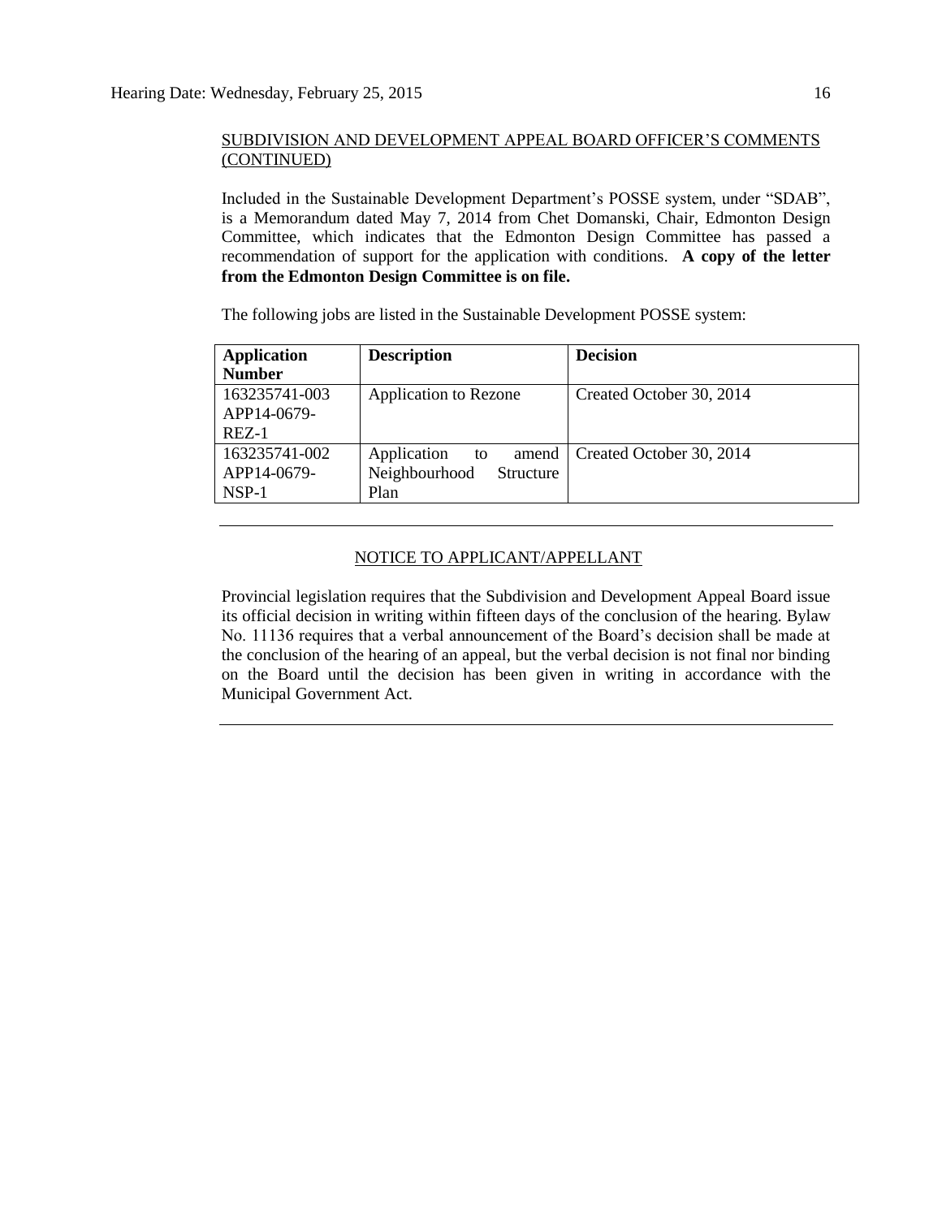SUBDIVISION AND DEVELOPMENT APPEAL BOARD OFFICER'S COMMENTS (CONTINUED)

Included in the Sustainable Development Department's POSSE system, under "SDAB", is a Memorandum dated May 7, 2014 from Chet Domanski, Chair, Edmonton Design Committee, which indicates that the Edmonton Design Committee has passed a recommendation of support for the application with conditions. **A copy of the letter from the Edmonton Design Committee is on file.**

The following jobs are listed in the Sustainable Development POSSE system:

| Application Number | Description | Decision |
|---|---|---|
| 163235741-003 APP14-0679-REZ-1 | Application to Rezone | Created October 30, 2014 |
| 163235741-002 APP14-0679-NSP-1 | Application to amend Neighbourhood Structure Plan | Created October 30, 2014 |

---

NOTICE TO APPLICANT/APPELLANT

Provincial legislation requires that the Subdivision and Development Appeal Board issue its official decision in writing within fifteen days of the conclusion of the hearing. Bylaw No. 11136 requires that a verbal announcement of the Board's decision shall be made at the conclusion of the hearing of an appeal, but the verbal decision is not final nor binding on the Board until the decision has been given in writing in accordance with the Municipal Government Act.

---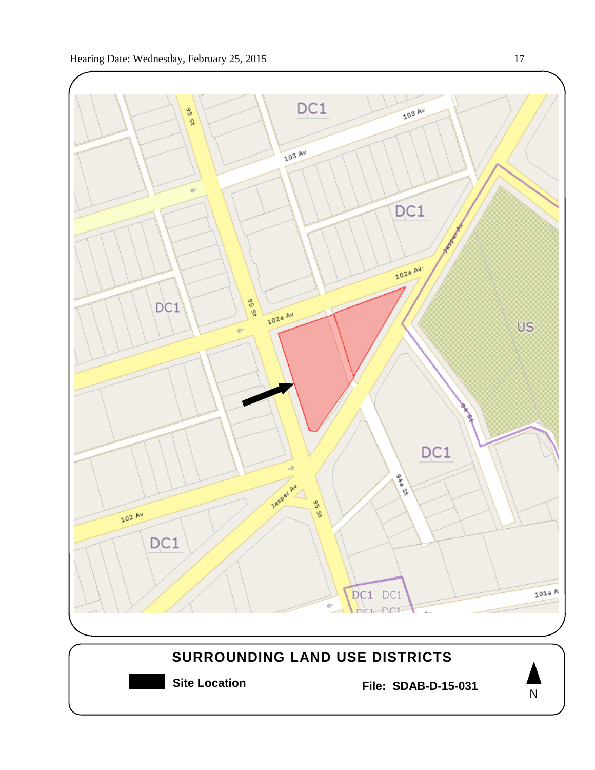## SURROUNDING LAND USE DISTRICTS

Site Location

**File: SDAB-D-15-031**

N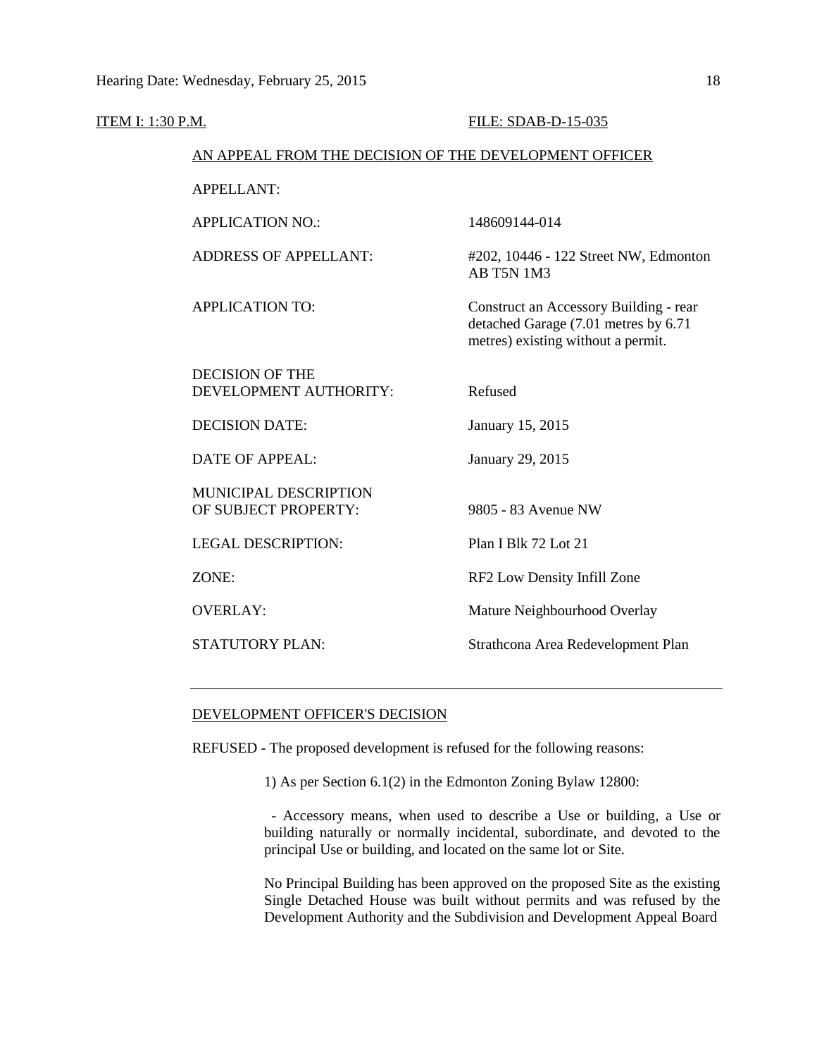ITEM I: 1:30 P.M. FILE: SDAB-D-15-035

AN APPEAL FROM THE DECISION OF THE DEVELOPMENT OFFICER

| | |
|---|---|
| APPELLANT: | |
| APPLICATION NO.: | 148609144-014 |
| ADDRESS OF APPELLANT: | #202, 10446 - 122 Street NW, Edmonton AB T5N 1M3 |
| APPLICATION TO: | Construct an Accessory Building - rear detached Garage (7.01 metres by 6.71 metres) existing without a permit. |
| DECISION OF THE DEVELOPMENT AUTHORITY: | Refused |
| DECISION DATE: | January 15, 2015 |
| DATE OF APPEAL: | January 29, 2015 |
| MUNICIPAL DESCRIPTION OF SUBJECT PROPERTY: | 9805 - 83 Avenue NW |
| LEGAL DESCRIPTION: | Plan I Blk 72 Lot 21 |
| ZONE: | RF2 Low Density Infill Zone |
| OVERLAY: | Mature Neighbourhood Overlay |
| STATUTORY PLAN: | Strathcona Area Redevelopment Plan |

---

DEVELOPMENT OFFICER'S DECISION

REFUSED - The proposed development is refused for the following reasons:

1) As per Section 6.1(2) in the Edmonton Zoning Bylaw 12800:

- Accessory means, when used to describe a Use or building, a Use or building naturally or normally incidental, subordinate, and devoted to the principal Use or building, and located on the same lot or Site.

No Principal Building has been approved on the proposed Site as the existing Single Detached House was built without permits and was refused by the Development Authority and the Subdivision and Development Appeal Board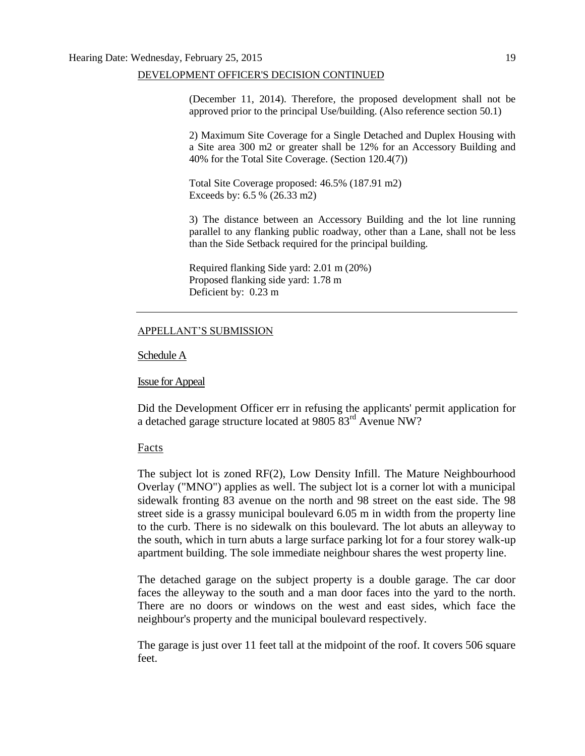DEVELOPMENT OFFICER'S DECISION CONTINUED

(December 11, 2014). Therefore, the proposed development shall not be approved prior to the principal Use/building. (Also reference section 50.1)

2) Maximum Site Coverage for a Single Detached and Duplex Housing with a Site area 300 m2 or greater shall be 12% for an Accessory Building and 40% for the Total Site Coverage. (Section 120.4(7))

Total Site Coverage proposed: 46.5% (187.91 m2)
Exceeds by: 6.5 % (26.33 m2)

3) The distance between an Accessory Building and the lot line running parallel to any flanking public roadway, other than a Lane, shall not be less than the Side Setback required for the principal building.

Required flanking Side yard: 2.01 m (20%)
Proposed flanking side yard: 1.78 m
Deficient by: 0.23 m

---

APPELLANT'S SUBMISSION

Schedule A

Issue for Appeal

Did the Development Officer err in refusing the applicants' permit application for a detached garage structure located at 9805 83rd Avenue NW?

Facts

The subject lot is zoned RF(2), Low Density Infill. The Mature Neighbourhood Overlay ("MNO") applies as well. The subject lot is a corner lot with a municipal sidewalk fronting 83 avenue on the north and 98 street on the east side. The 98 street side is a grassy municipal boulevard 6.05 m in width from the property line to the curb. There is no sidewalk on this boulevard. The lot abuts an alleyway to the south, which in turn abuts a large surface parking lot for a four storey walk-up apartment building. The sole immediate neighbour shares the west property line.

The detached garage on the subject property is a double garage. The car door faces the alleyway to the south and a man door faces into the yard to the north. There are no doors or windows on the west and east sides, which face the neighbour's property and the municipal boulevard respectively.

The garage is just over 11 feet tall at the midpoint of the roof. It covers 506 square feet.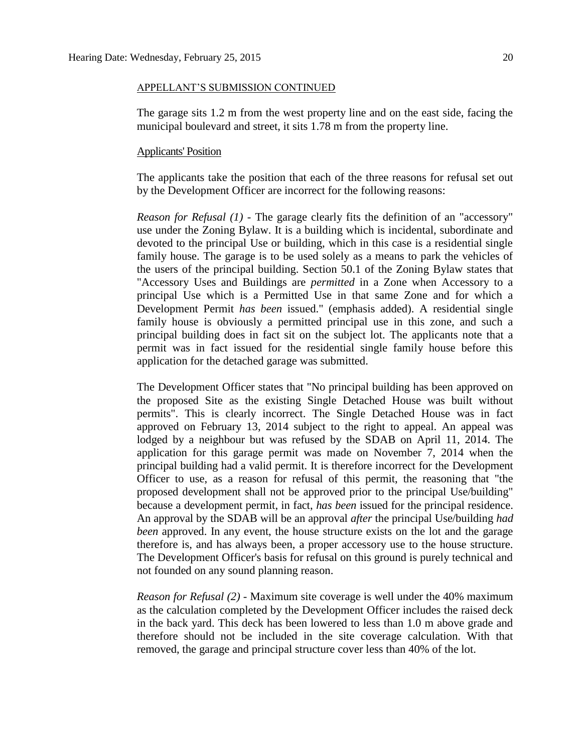APPELLANT'S SUBMISSION CONTINUED

The garage sits 1.2 m from the west property line and on the east side, facing the municipal boulevard and street, it sits 1.78 m from the property line.

Applicants' Position

The applicants take the position that each of the three reasons for refusal set out by the Development Officer are incorrect for the following reasons:

*Reason for Refusal (1)* - The garage clearly fits the definition of an "accessory" use under the Zoning Bylaw. It is a building which is incidental, subordinate and devoted to the principal Use or building, which in this case is a residential single family house. The garage is to be used solely as a means to park the vehicles of the users of the principal building. Section 50.1 of the Zoning Bylaw states that "Accessory Uses and Buildings are *permitted* in a Zone when Accessory to a principal Use which is a Permitted Use in that same Zone and for which a Development Permit *has been* issued." (emphasis added). A residential single family house is obviously a permitted principal use in this zone, and such a principal building does in fact sit on the subject lot. The applicants note that a permit was in fact issued for the residential single family house before this application for the detached garage was submitted.

The Development Officer states that "No principal building has been approved on the proposed Site as the existing Single Detached House was built without permits". This is clearly incorrect. The Single Detached House was in fact approved on February 13, 2014 subject to the right to appeal. An appeal was lodged by a neighbour but was refused by the SDAB on April 11, 2014. The application for this garage permit was made on November 7, 2014 when the principal building had a valid permit. It is therefore incorrect for the Development Officer to use, as a reason for refusal of this permit, the reasoning that "the proposed development shall not be approved prior to the principal Use/building" because a development permit, in fact, *has been* issued for the principal residence. An approval by the SDAB will be an approval *after* the principal Use/building *had been* approved. In any event, the house structure exists on the lot and the garage therefore is, and has always been, a proper accessory use to the house structure. The Development Officer's basis for refusal on this ground is purely technical and not founded on any sound planning reason.

*Reason for Refusal (2)* - Maximum site coverage is well under the 40% maximum as the calculation completed by the Development Officer includes the raised deck in the back yard. This deck has been lowered to less than 1.0 m above grade and therefore should not be included in the site coverage calculation. With that removed, the garage and principal structure cover less than 40% of the lot.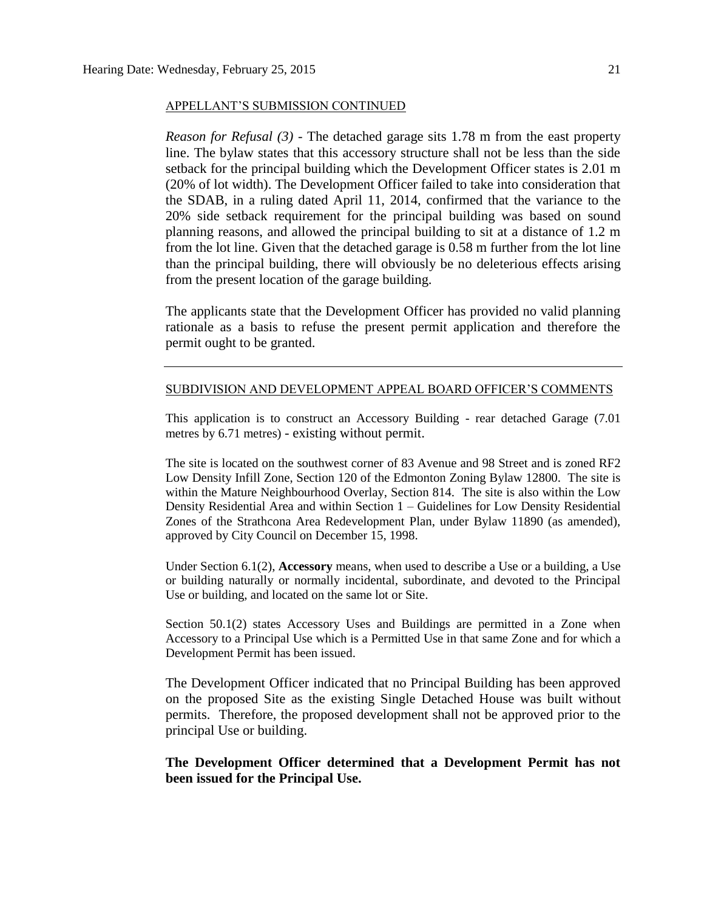APPELLANT'S SUBMISSION CONTINUED

*Reason for Refusal (3)* - The detached garage sits 1.78 m from the east property line. The bylaw states that this accessory structure shall not be less than the side setback for the principal building which the Development Officer states is 2.01 m (20% of lot width). The Development Officer failed to take into consideration that the SDAB, in a ruling dated April 11, 2014, confirmed that the variance to the 20% side setback requirement for the principal building was based on sound planning reasons, and allowed the principal building to sit at a distance of 1.2 m from the lot line. Given that the detached garage is 0.58 m further from the lot line than the principal building, there will obviously be no deleterious effects arising from the present location of the garage building.

The applicants state that the Development Officer has provided no valid planning rationale as a basis to refuse the present permit application and therefore the permit ought to be granted.

---

SUBDIVISION AND DEVELOPMENT APPEAL BOARD OFFICER'S COMMENTS

This application is to construct an Accessory Building - rear detached Garage (7.01 metres by 6.71 metres) - existing without permit.

The site is located on the southwest corner of 83 Avenue and 98 Street and is zoned RF2 Low Density Infill Zone, Section 120 of the Edmonton Zoning Bylaw 12800. The site is within the Mature Neighbourhood Overlay, Section 814. The site is also within the Low Density Residential Area and within Section 1 – Guidelines for Low Density Residential Zones of the Strathcona Area Redevelopment Plan, under Bylaw 11890 (as amended), approved by City Council on December 15, 1998.

Under Section 6.1(2), **Accessory** means, when used to describe a Use or a building, a Use or building naturally or normally incidental, subordinate, and devoted to the Principal Use or building, and located on the same lot or Site.

Section 50.1(2) states Accessory Uses and Buildings are permitted in a Zone when Accessory to a Principal Use which is a Permitted Use in that same Zone and for which a Development Permit has been issued.

The Development Officer indicated that no Principal Building has been approved on the proposed Site as the existing Single Detached House was built without permits. Therefore, the proposed development shall not be approved prior to the principal Use or building.

**The Development Officer determined that a Development Permit has not been issued for the Principal Use.**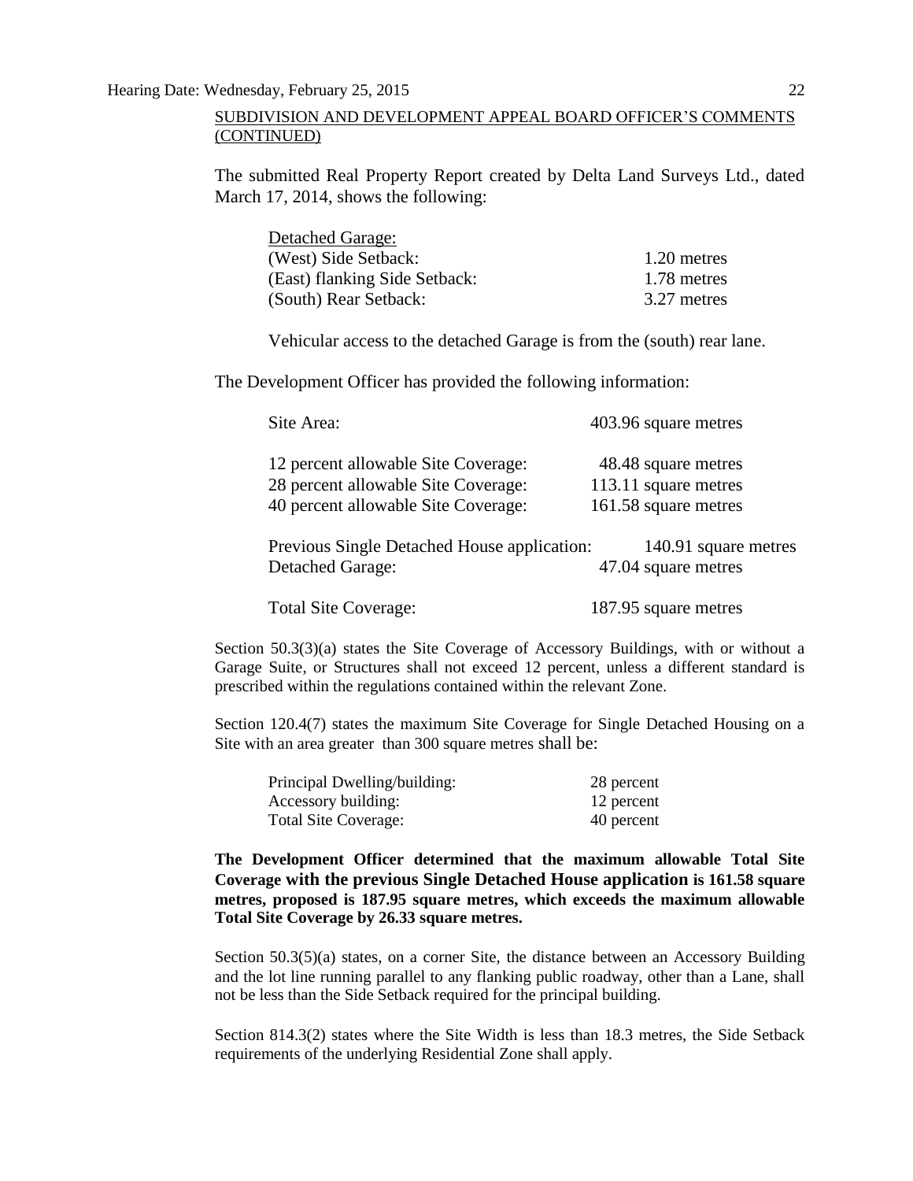SUBDIVISION AND DEVELOPMENT APPEAL BOARD OFFICER'S COMMENTS (CONTINUED)

The submitted Real Property Report created by Delta Land Surveys Ltd., dated March 17, 2014, shows the following:

| Detached Garage: | |
|---|---|
| (West) Side Setback: | 1.20 metres |
| (East) flanking Side Setback: | 1.78 metres |
| (South) Rear Setback: | 3.27 metres |

Vehicular access to the detached Garage is from the (south) rear lane.

The Development Officer has provided the following information:

| | |
|---|---|
| Site Area: | 403.96 square metres |
| 12 percent allowable Site Coverage: | 48.48 square metres |
| 28 percent allowable Site Coverage: | 113.11 square metres |
| 40 percent allowable Site Coverage: | 161.58 square metres |
| Previous Single Detached House application: | 140.91 square metres |
| Detached Garage: | 47.04 square metres |
| Total Site Coverage: | 187.95 square metres |

Section 50.3(3)(a) states the Site Coverage of Accessory Buildings, with or without a Garage Suite, or Structures shall not exceed 12 percent, unless a different standard is prescribed within the regulations contained within the relevant Zone.

Section 120.4(7) states the maximum Site Coverage for Single Detached Housing on a Site with an area greater than 300 square metres shall be:

| | |
|---|---|
| Principal Dwelling/building: | 28 percent |
| Accessory building: | 12 percent |
| Total Site Coverage: | 40 percent |

**The Development Officer determined that the maximum allowable Total Site Coverage with the previous Single Detached House application is 161.58 square metres, proposed is 187.95 square metres, which exceeds the maximum allowable Total Site Coverage by 26.33 square metres.**

Section 50.3(5)(a) states, on a corner Site, the distance between an Accessory Building and the lot line running parallel to any flanking public roadway, other than a Lane, shall not be less than the Side Setback required for the principal building.

Section 814.3(2) states where the Site Width is less than 18.3 metres, the Side Setback requirements of the underlying Residential Zone shall apply.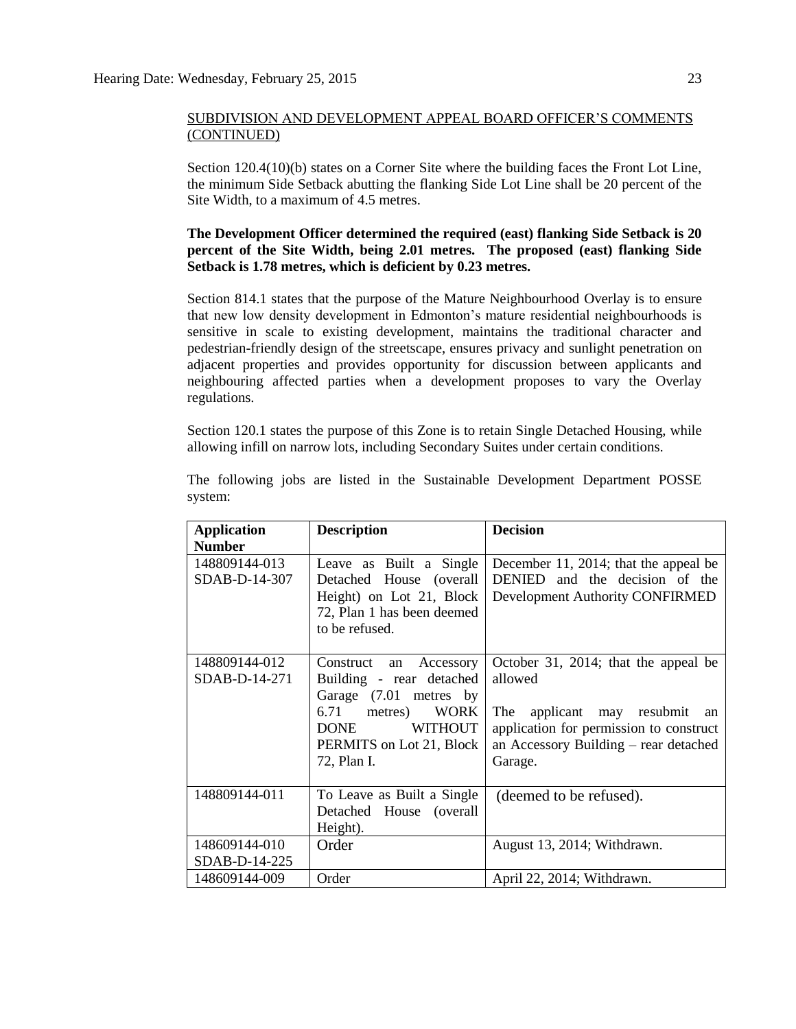SUBDIVISION AND DEVELOPMENT APPEAL BOARD OFFICER'S COMMENTS (CONTINUED)

Section 120.4(10)(b) states on a Corner Site where the building faces the Front Lot Line, the minimum Side Setback abutting the flanking Side Lot Line shall be 20 percent of the Site Width, to a maximum of 4.5 metres.

**The Development Officer determined the required (east) flanking Side Setback is 20 percent of the Site Width, being 2.01 metres. The proposed (east) flanking Side Setback is 1.78 metres, which is deficient by 0.23 metres.**

Section 814.1 states that the purpose of the Mature Neighbourhood Overlay is to ensure that new low density development in Edmonton's mature residential neighbourhoods is sensitive in scale to existing development, maintains the traditional character and pedestrian-friendly design of the streetscape, ensures privacy and sunlight penetration on adjacent properties and provides opportunity for discussion between applicants and neighbouring affected parties when a development proposes to vary the Overlay regulations.

Section 120.1 states the purpose of this Zone is to retain Single Detached Housing, while allowing infill on narrow lots, including Secondary Suites under certain conditions.

The following jobs are listed in the Sustainable Development Department POSSE system:

| Application Number | Description | Decision |
|---|---|---|
| 148809144-013 SDAB-D-14-307 | Leave as Built a Single Detached House (overall Height) on Lot 21, Block 72, Plan 1 has been deemed to be refused. | December 11, 2014; that the appeal be DENIED and the decision of the Development Authority CONFIRMED |
| 148809144-012 SDAB-D-14-271 | Construct an Accessory Building - rear detached Garage (7.01 metres by 6.71 metres) WORK DONE WITHOUT PERMITS on Lot 21, Block 72, Plan I. | October 31, 2014; that the appeal be allowed<br><br>The applicant may resubmit an application for permission to construct an Accessory Building – rear detached Garage. |
| 148809144-011 | To Leave as Built a Single Detached House (overall Height). | (deemed to be refused). |
| 148609144-010 SDAB-D-14-225 | Order | August 13, 2014; Withdrawn. |
| 148609144-009 | Order | April 22, 2014; Withdrawn. |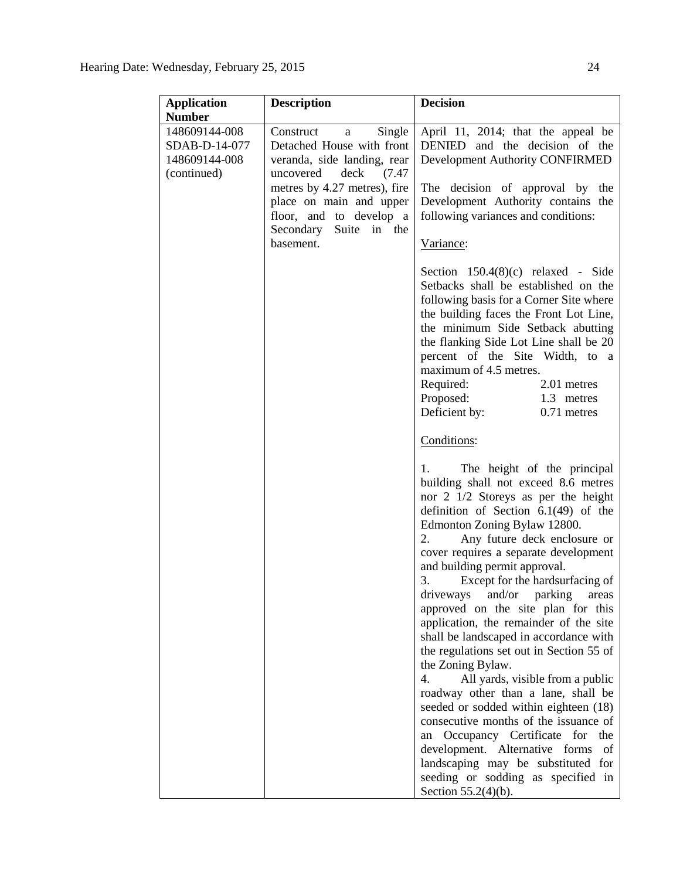| Application Number | Description | Decision |
| --- | --- | --- |
| 148609144-008<br>SDAB-D-14-077<br>148609144-008<br>(continued) | Construct a Single Detached House with front veranda, side landing, rear uncovered deck (7.47 metres by 4.27 metres), fire place on main and upper floor, and to develop a Secondary Suite in the basement. | April 11, 2014; that the appeal be DENIED and the decision of the Development Authority CONFIRMED<br><br>The decision of approval by the Development Authority contains the following variances and conditions:<br><br>Variance:<br><br>Section 150.4(8)(c) relaxed - Side Setbacks shall be established on the following basis for a Corner Site where the building faces the Front Lot Line, the minimum Side Setback abutting the flanking Side Lot Line shall be 20 percent of the Site Width, to a maximum of 4.5 metres.<br>Required: 2.01 metres<br>Proposed: 1.3 metres<br>Deficient by: 0.71 metres<br><br>Conditions:<br><br>1. The height of the principal building shall not exceed 8.6 metres nor 2 1/2 Storeys as per the height definition of Section 6.1(49) of the Edmonton Zoning Bylaw 12800.<br>2. Any future deck enclosure or cover requires a separate development and building permit approval.<br>3. Except for the hardsurfacing of driveways and/or parking areas approved on the site plan for this application, the remainder of the site shall be landscaped in accordance with the regulations set out in Section 55 of the Zoning Bylaw.<br>4. All yards, visible from a public roadway other than a lane, shall be seeded or sodded within eighteen (18) consecutive months of the issuance of an Occupancy Certificate for the development. Alternative forms of landscaping may be substituted for seeding or sodding as specified in Section 55.2(4)(b). |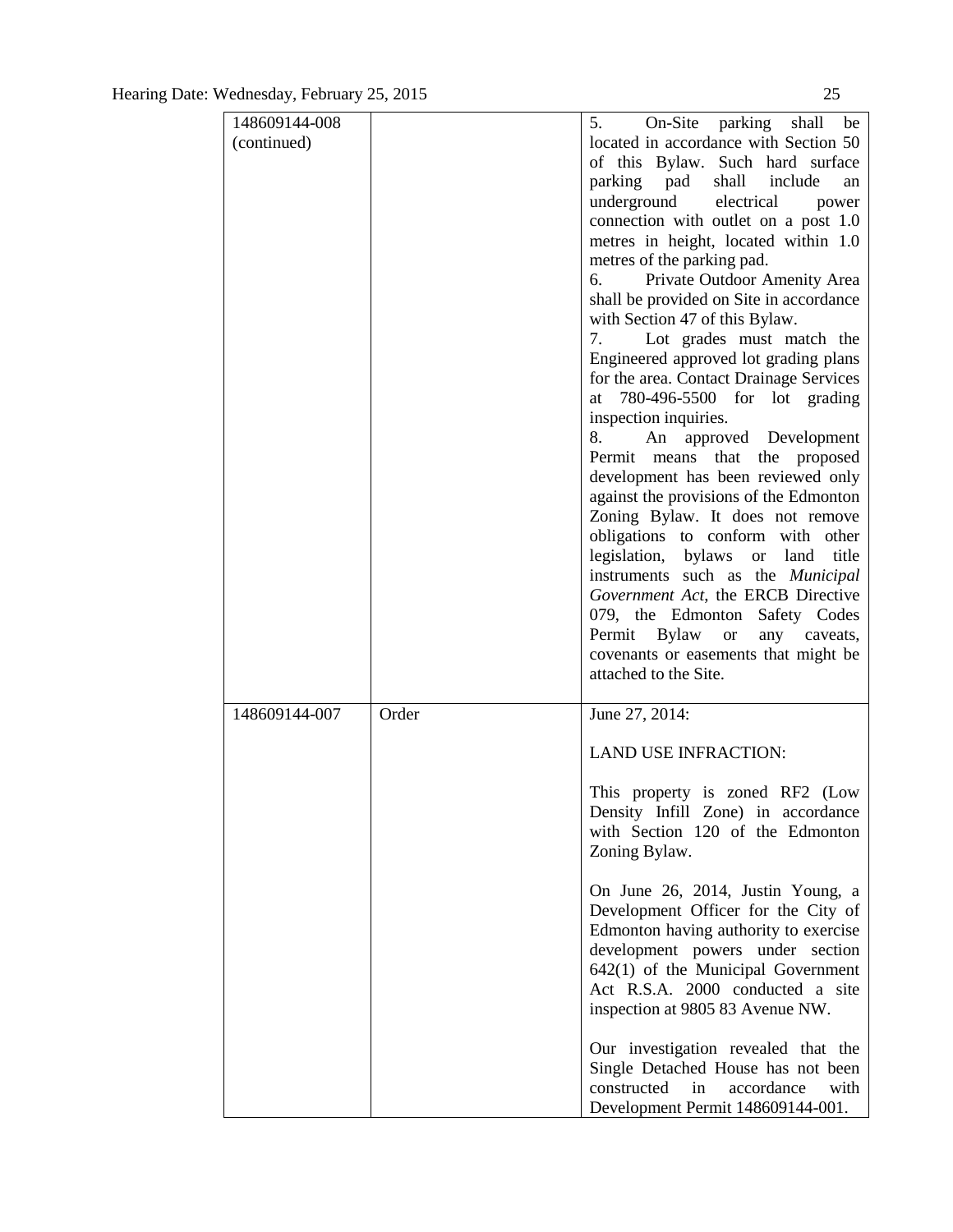| | | |
|---|---|---|
| 148609144-008 (continued) | | 5. On-Site parking shall be located in accordance with Section 50 of this Bylaw. Such hard surface parking pad shall include an underground electrical power connection with outlet on a post 1.0 metres in height, located within 1.0 metres of the parking pad.<br>6. Private Outdoor Amenity Area shall be provided on Site in accordance with Section 47 of this Bylaw.<br>7. Lot grades must match the Engineered approved lot grading plans for the area. Contact Drainage Services at 780-496-5500 for lot grading inspection inquiries.<br>8. An approved Development Permit means that the proposed development has been reviewed only against the provisions of the Edmonton Zoning Bylaw. It does not remove obligations to conform with other legislation, bylaws or land title instruments such as the *Municipal Government Act*, the ERCB Directive 079, the Edmonton Safety Codes Permit Bylaw or any caveats, covenants or easements that might be attached to the Site. |
| 148609144-007 | Order | June 27, 2014:<br><br>LAND USE INFRACTION:<br><br>This property is zoned RF2 (Low Density Infill Zone) in accordance with Section 120 of the Edmonton Zoning Bylaw.<br><br>On June 26, 2014, Justin Young, a Development Officer for the City of Edmonton having authority to exercise development powers under section 642(1) of the Municipal Government Act R.S.A. 2000 conducted a site inspection at 9805 83 Avenue NW.<br><br>Our investigation revealed that the Single Detached House has not been constructed in accordance with Development Permit 148609144-001. |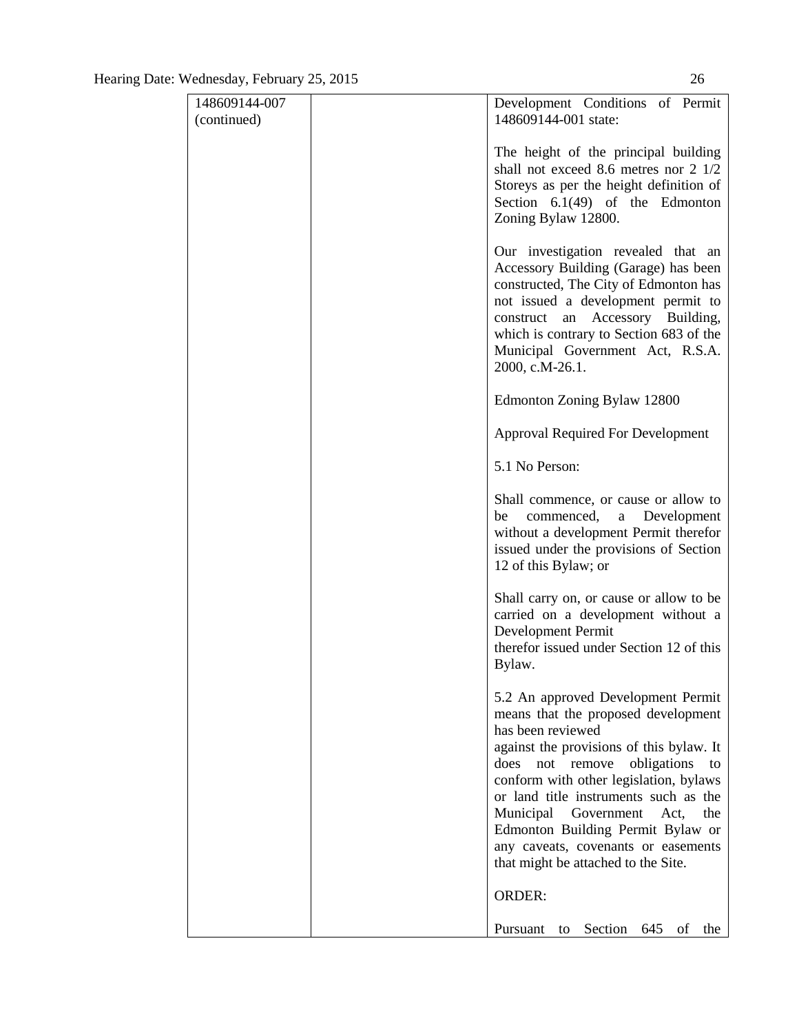| 148609144-007 (continued) | | Development Conditions of Permit 148609144-001 state:<br><br>The height of the principal building shall not exceed 8.6 metres nor 2 1/2 Storeys as per the height definition of Section 6.1(49) of the Edmonton Zoning Bylaw 12800.<br><br>Our investigation revealed that an Accessory Building (Garage) has been constructed, The City of Edmonton has not issued a development permit to construct an Accessory Building, which is contrary to Section 683 of the Municipal Government Act, R.S.A. 2000, c.M-26.1.<br><br>Edmonton Zoning Bylaw 12800<br><br>Approval Required For Development<br><br>5.1 No Person:<br><br>Shall commence, or cause or allow to be commenced, a Development without a development Permit therefor issued under the provisions of Section 12 of this Bylaw; or<br><br>Shall carry on, or cause or allow to be carried on a development without a Development Permit therefor issued under Section 12 of this Bylaw.<br><br>5.2 An approved Development Permit means that the proposed development has been reviewed against the provisions of this bylaw. It does not remove obligations to conform with other legislation, bylaws or land title instruments such as the Municipal Government Act, the Edmonton Building Permit Bylaw or any caveats, covenants or easements that might be attached to the Site.<br><br>ORDER:<br><br>Pursuant to Section 645 of the |
|---|---|---|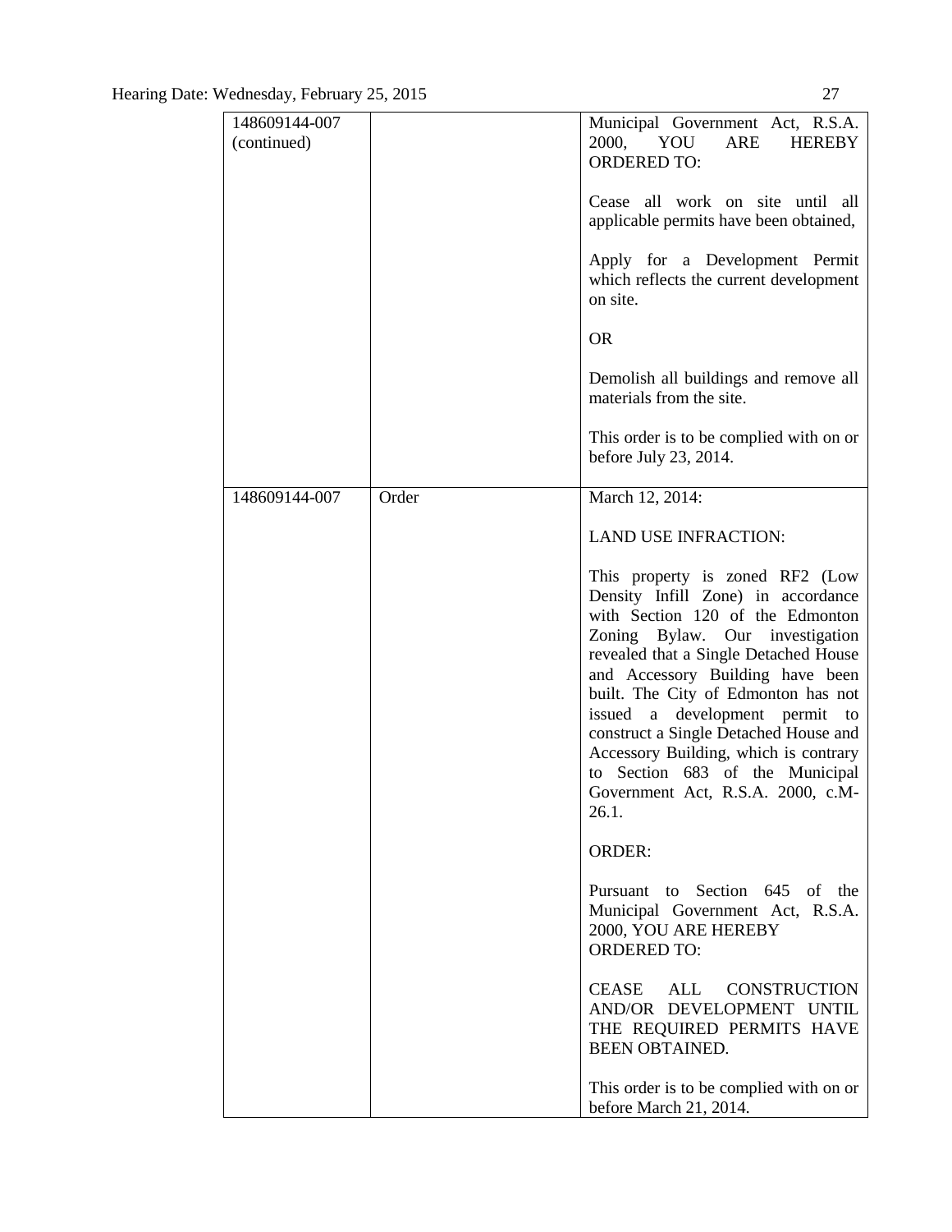| 148609144-007 (continued) | | Municipal Government Act, R.S.A. 2000, YOU ARE HEREBY ORDERED TO:<br><br>Cease all work on site until all applicable permits have been obtained,<br><br>Apply for a Development Permit which reflects the current development on site.<br><br>OR<br><br>Demolish all buildings and remove all materials from the site.<br><br>This order is to be complied with on or before July 23, 2014. |
|---|---|---|
| 148609144-007 | Order | March 12, 2014:<br><br>LAND USE INFRACTION:<br><br>This property is zoned RF2 (Low Density Infill Zone) in accordance with Section 120 of the Edmonton Zoning Bylaw. Our investigation revealed that a Single Detached House and Accessory Building have been built. The City of Edmonton has not issued a development permit to construct a Single Detached House and Accessory Building, which is contrary to Section 683 of the Municipal Government Act, R.S.A. 2000, c.M-26.1.<br><br>ORDER:<br><br>Pursuant to Section 645 of the Municipal Government Act, R.S.A. 2000, YOU ARE HEREBY ORDERED TO:<br><br>CEASE ALL CONSTRUCTION AND/OR DEVELOPMENT UNTIL THE REQUIRED PERMITS HAVE BEEN OBTAINED.<br><br>This order is to be complied with on or before March 21, 2014. |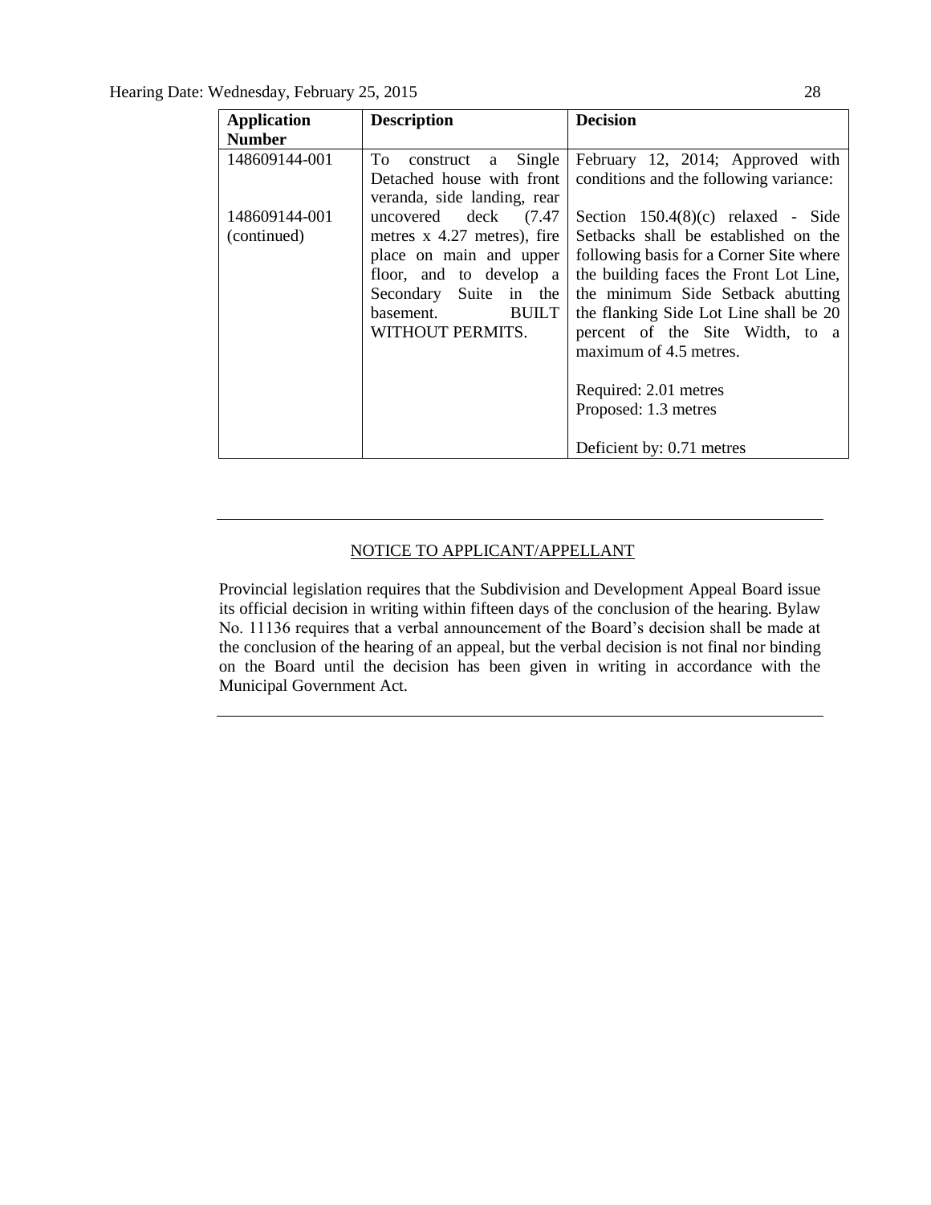| Application Number | Description | Decision |
|---|---|---|
| 148609144-001<br><br>148609144-001 (continued) | To construct a Single Detached house with front veranda, side landing, rear uncovered deck (7.47 metres x 4.27 metres), fire place on main and upper floor, and to develop a Secondary Suite in the basement. BUILT WITHOUT PERMITS. | February 12, 2014; Approved with conditions and the following variance:<br><br>Section 150.4(8)(c) relaxed - Side Setbacks shall be established on the following basis for a Corner Site where the building faces the Front Lot Line, the minimum Side Setback abutting the flanking Side Lot Line shall be 20 percent of the Site Width, to a maximum of 4.5 metres.<br><br>Required: 2.01 metres<br>Proposed: 1.3 metres<br><br>Deficient by: 0.71 metres |

---

NOTICE TO APPLICANT/APPELLANT

Provincial legislation requires that the Subdivision and Development Appeal Board issue its official decision in writing within fifteen days of the conclusion of the hearing. Bylaw No. 11136 requires that a verbal announcement of the Board's decision shall be made at the conclusion of the hearing of an appeal, but the verbal decision is not final nor binding on the Board until the decision has been given in writing in accordance with the Municipal Government Act.

---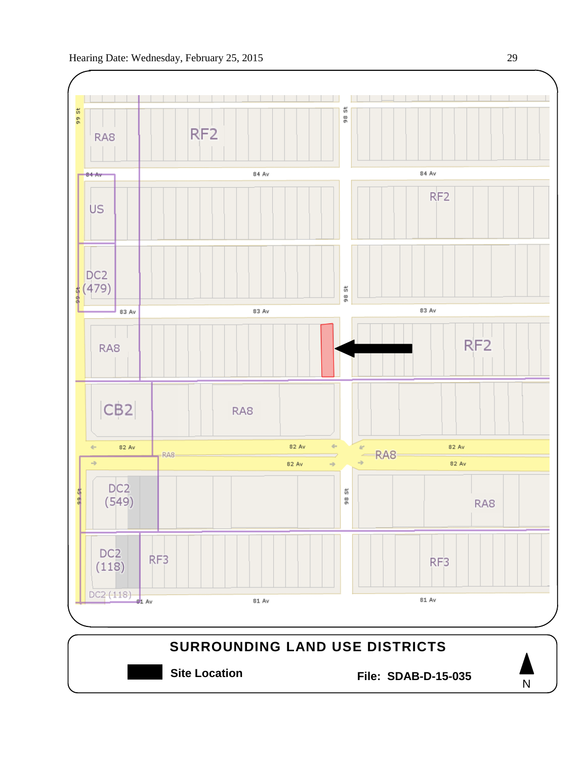Hearing Date: Wednesday, February 25, 2015

99 St

RA8

RF2

98 St

84 Av

84 Av

84 Av

US

RF2

DC2
(479)

99 St

98 St

83 Av

83 Av

83 Av

RA8

RF2

CB2

RA8

82 Av

82 Av

RA8

RA8

82 Av

82 Av

82 Av

DC2
(549)

99 St

98 St

RA8

DC2
(118)

RF3

RF3

DC2 (118)

81 Av

81 Av

81 Av

**SURROUNDING LAND USE DISTRICTS**

**Site Location**

**File: SDAB-D-15-035**

N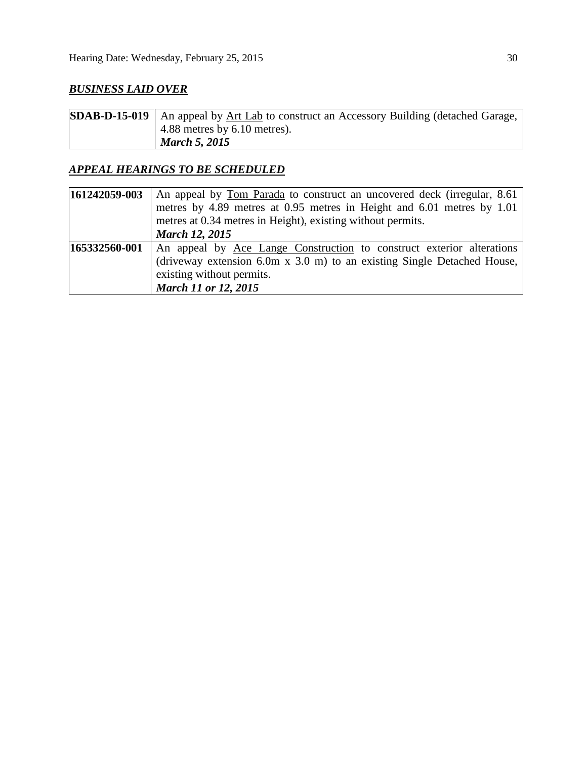***BUSINESS LAID OVER***

| | |
|---|---|
| **SDAB-D-15-019** | An appeal by Art Lab to construct an Accessory Building (detached Garage, 4.88 metres by 6.10 metres).<br>***March 5, 2015*** |

***APPEAL HEARINGS TO BE SCHEDULED***

| | |
|---|---|
| **161242059-003** | An appeal by Tom Parada to construct an uncovered deck (irregular, 8.61 metres by 4.89 metres at 0.95 metres in Height and 6.01 metres by 1.01 metres at 0.34 metres in Height), existing without permits.<br>***March 12, 2015*** |
| **165332560-001** | An appeal by Ace Lange Construction to construct exterior alterations (driveway extension 6.0m x 3.0 m) to an existing Single Detached House, existing without permits.<br>***March 11 or 12, 2015*** |